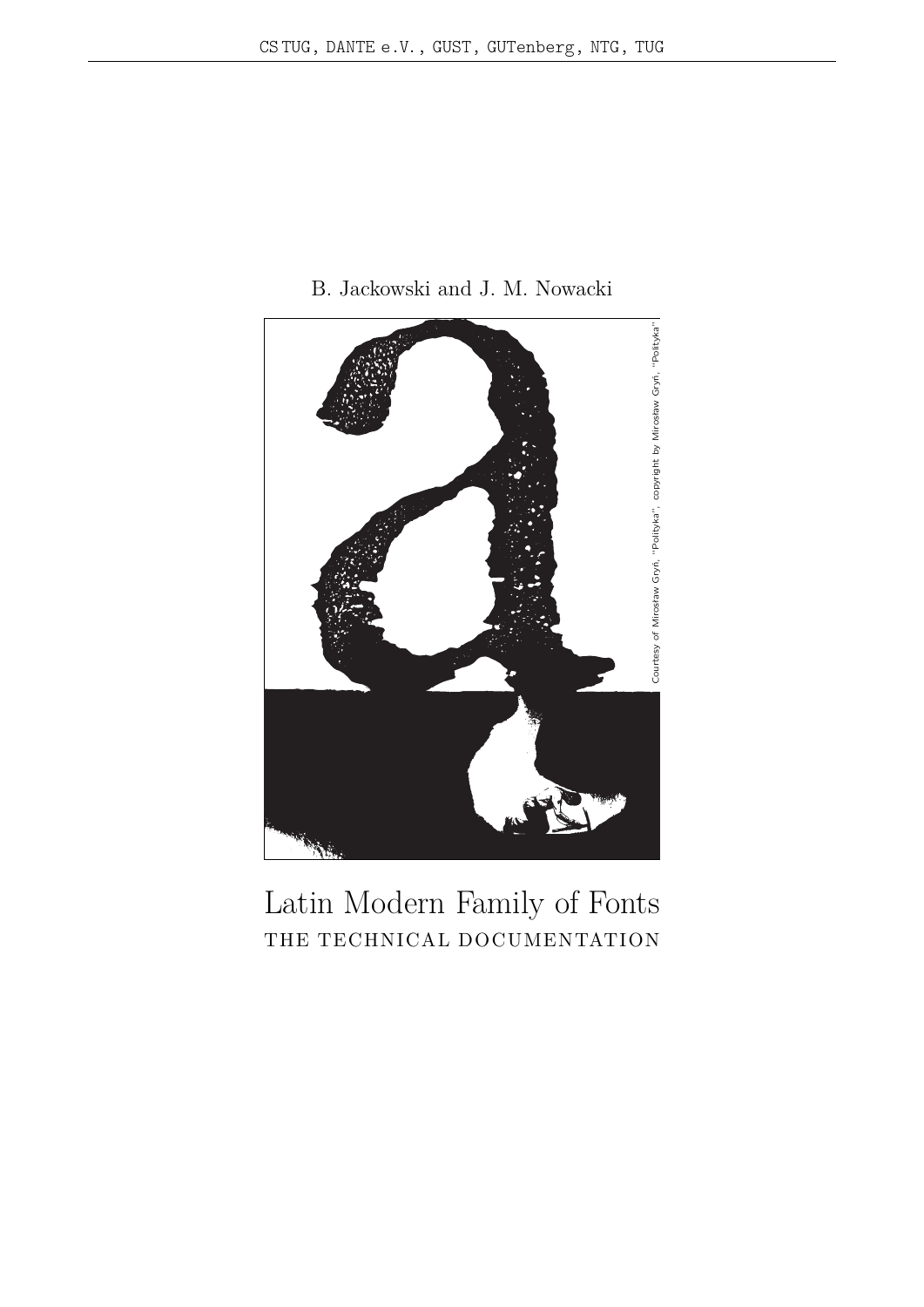CS TUG, DANTE e.V., GUST, GUTenberg, NTG, TUG

B. Jackowski and J. M. Nowacki

Courtesy of Mirosław Gryń, "Polityka", copyright by Mirosław Gryń, "Polityka"

# Latin Modern Family of Fonts

## THE TECHNICAL DOCUMENTATION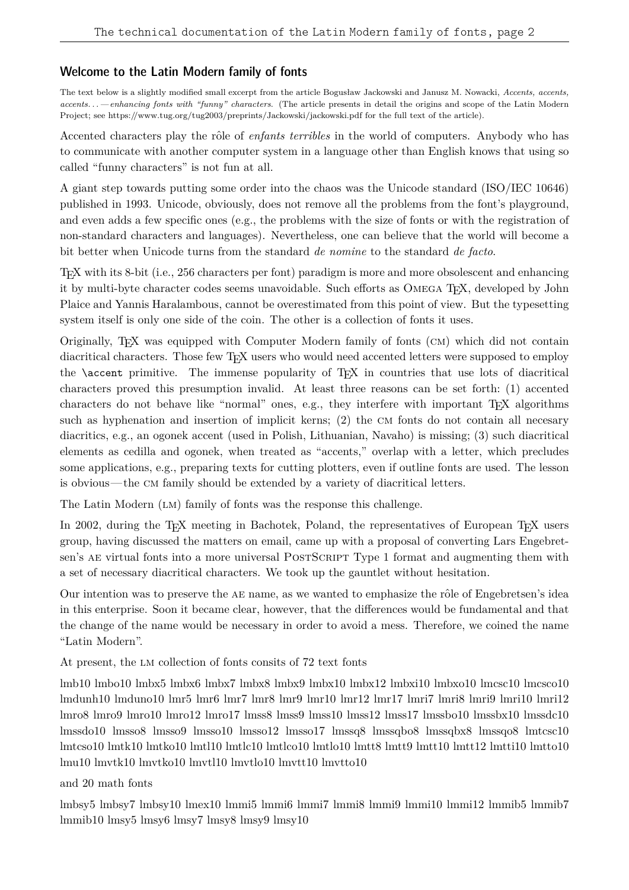## Welcome to the Latin Modern family of fonts

The text below is a slightly modified small excerpt from the article Bogusław Jackowski and Janusz M. Nowacki, *Accents, accents, accents. . . — enhancing fonts with "funny" characters.* (The article presents in detail the origins and scope of the Latin Modern Project; see https://www.tug.org/tug2003/preprints/Jackowski/jackowski.pdf for the full text of the article).

Accented characters play the rôle of *enfants terribles* in the world of computers. Anybody who has to communicate with another computer system in a language other than English knows that using so called "funny characters" is not fun at all.

A giant step towards putting some order into the chaos was the Unicode standard (ISO/IEC 10646) published in 1993. Unicode, obviously, does not remove all the problems from the font's playground, and even adds a few specific ones (e.g., the problems with the size of fonts or with the registration of non-standard characters and languages). Nevertheless, one can believe that the world will become a bit better when Unicode turns from the standard *de nomine* to the standard *de facto*.

TEX with its 8-bit (i.e., 256 characters per font) paradigm is more and more obsolescent and enhancing it by multi-byte character codes seems unavoidable. Such efforts as Omega TEX, developed by John Plaice and Yannis Haralambous, cannot be overestimated from this point of view. But the typesetting system itself is only one side of the coin. The other is a collection of fonts it uses.

Originally, TEX was equipped with Computer Modern family of fonts (cm) which did not contain diacritical characters. Those few TEX users who would need accented letters were supposed to employ the `\accent` primitive. The immense popularity of TEX in countries that use lots of diacritical characters proved this presumption invalid. At least three reasons can be set forth: (1) accented characters do not behave like "normal" ones, e.g., they interfere with important TEX algorithms such as hyphenation and insertion of implicit kerns; (2) the cm fonts do not contain all necesary diacritics, e.g., an ogonek accent (used in Polish, Lithuanian, Navaho) is missing; (3) such diacritical elements as cedilla and ogonek, when treated as "accents," overlap with a letter, which precludes some applications, e.g., preparing texts for cutting plotters, even if outline fonts are used. The lesson is obvious — the cm family should be extended by a variety of diacritical letters.

The Latin Modern (lm) family of fonts was the response this challenge.

In 2002, during the TEX meeting in Bachotek, Poland, the representatives of European TEX users group, having discussed the matters on email, came up with a proposal of converting Lars Engebretsen's ae virtual fonts into a more universal PostScript Type 1 format and augmenting them with a set of necessary diacritical characters. We took up the gauntlet without hesitation.

Our intention was to preserve the ae name, as we wanted to emphasize the rôle of Engebretsen's idea in this enterprise. Soon it became clear, however, that the differences would be fundamental and that the change of the name would be necessary in order to avoid a mess. Therefore, we coined the name "Latin Modern".

At present, the lm collection of fonts consits of 72 text fonts

lmb10 lmbo10 lmbx5 lmbx6 lmbx7 lmbx8 lmbx9 lmbx10 lmbx12 lmbxi10 lmbxo10 lmcsc10 lmcsco10 lmdunh10 lmduno10 lmr5 lmr6 lmr7 lmr8 lmr9 lmr10 lmr12 lmr17 lmri7 lmri8 lmri9 lmri10 lmri12 lmro8 lmro9 lmro10 lmro12 lmro17 lmss8 lmss9 lmss10 lmss12 lmss17 lmssbo10 lmssbx10 lmssdc10 lmssdo10 lmsso8 lmsso9 lmsso10 lmsso12 lmsso17 lmssq8 lmssqbo8 lmssqbx8 lmssqo8 lmtcsc10 lmtcso10 lmtk10 lmtko10 lmtl10 lmtlc10 lmtlco10 lmtlo10 lmtt8 lmtt9 lmtt10 lmtt12 lmtti10 lmtto10 lmu10 lmvtk10 lmvtko10 lmvtl10 lmvtlo10 lmvtt10 lmvtto10

and 20 math fonts

lmbsy5 lmbsy7 lmbsy10 lmex10 lmmi5 lmmi6 lmmi7 lmmi8 lmmi9 lmmi10 lmmi12 lmmib5 lmmib7 lmmib10 lmsy5 lmsy6 lmsy7 lmsy8 lmsy9 lmsy10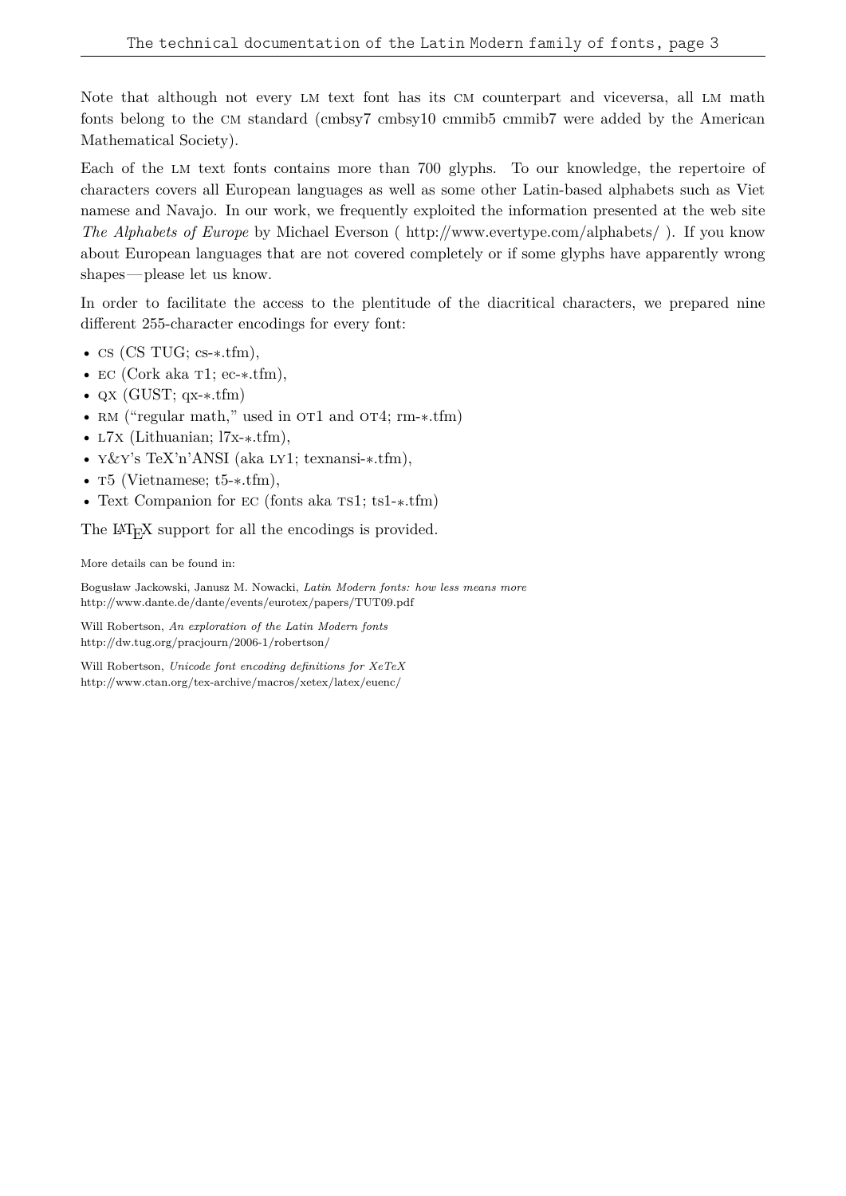Note that although not every LM text font has its CM counterpart and viceversa, all LM math fonts belong to the CM standard (cmbsy7 cmbsy10 cmmib5 cmmib7 were added by the American Mathematical Society).

Each of the LM text fonts contains more than 700 glyphs. To our knowledge, the repertoire of characters covers all European languages as well as some other Latin-based alphabets such as Vietnamese and Navajo. In our work, we frequently exploited the information presented at the web site *The Alphabets of Europe* by Michael Everson ( http://www.evertype.com/alphabets/ ). If you know about European languages that are not covered completely or if some glyphs have apparently wrong shapes—please let us know.

In order to facilitate the access to the plentitude of the diacritical characters, we prepared nine different 255-character encodings for every font:

- CS (CS TUG; cs-∗.tfm),
- EC (Cork aka T1; ec-∗.tfm),
- QX (GUST; qx-∗.tfm)
- RM ("regular math," used in OT1 and OT4; rm-∗.tfm)
- L7X (Lithuanian; l7x-∗.tfm),
- Y&Y's TeX'n'ANSI (aka LY1; texnansi-∗.tfm),
- T5 (Vietnamese; t5-∗.tfm),
- Text Companion for EC (fonts aka TS1; ts1-∗.tfm)

The LaTeX support for all the encodings is provided.

More details can be found in:

Bogusław Jackowski, Janusz M. Nowacki, *Latin Modern fonts: how less means more*
http://www.dante.de/dante/events/eurotex/papers/TUT09.pdf

Will Robertson, *An exploration of the Latin Modern fonts*
http://dw.tug.org/pracjourn/2006-1/robertson/

Will Robertson, *Unicode font encoding definitions for XeTeX*
http://www.ctan.org/tex-archive/macros/xetex/latex/euenc/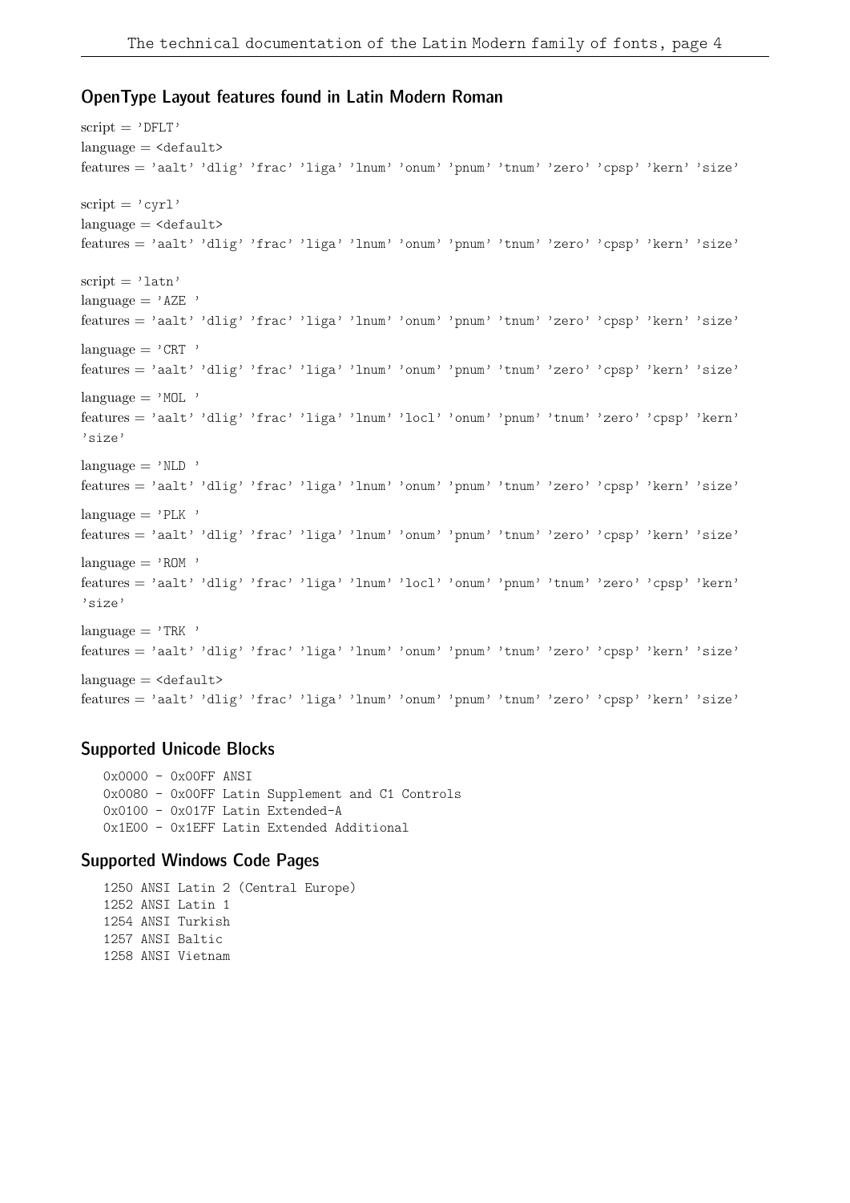## OpenType Layout features found in Latin Modern Roman

script = 'DFLT'
language = <default>
features = 'aalt' 'dlig' 'frac' 'liga' 'lnum' 'onum' 'pnum' 'tnum' 'zero' 'cpsp' 'kern' 'size'

script = 'cyrl'
language = <default>
features = 'aalt' 'dlig' 'frac' 'liga' 'lnum' 'onum' 'pnum' 'tnum' 'zero' 'cpsp' 'kern' 'size'

script = 'latn'
language = 'AZE '
features = 'aalt' 'dlig' 'frac' 'liga' 'lnum' 'onum' 'pnum' 'tnum' 'zero' 'cpsp' 'kern' 'size'

language = 'CRT '
features = 'aalt' 'dlig' 'frac' 'liga' 'lnum' 'onum' 'pnum' 'tnum' 'zero' 'cpsp' 'kern' 'size'

language = 'MOL '
features = 'aalt' 'dlig' 'frac' 'liga' 'lnum' 'locl' 'onum' 'pnum' 'tnum' 'zero' 'cpsp' 'kern' 'size'

language = 'NLD '
features = 'aalt' 'dlig' 'frac' 'liga' 'lnum' 'onum' 'pnum' 'tnum' 'zero' 'cpsp' 'kern' 'size'

language = 'PLK '
features = 'aalt' 'dlig' 'frac' 'liga' 'lnum' 'onum' 'pnum' 'tnum' 'zero' 'cpsp' 'kern' 'size'

language = 'ROM '
features = 'aalt' 'dlig' 'frac' 'liga' 'lnum' 'locl' 'onum' 'pnum' 'tnum' 'zero' 'cpsp' 'kern' 'size'

language = 'TRK '
features = 'aalt' 'dlig' 'frac' 'liga' 'lnum' 'onum' 'pnum' 'tnum' 'zero' 'cpsp' 'kern' 'size'

language = <default>
features = 'aalt' 'dlig' 'frac' 'liga' 'lnum' 'onum' 'pnum' 'tnum' 'zero' 'cpsp' 'kern' 'size'

## Supported Unicode Blocks

```
0x0000 - 0x00FF ANSI
0x0080 - 0x00FF Latin Supplement and C1 Controls
0x0100 - 0x017F Latin Extended-A
0x1E00 - 0x1EFF Latin Extended Additional
```

## Supported Windows Code Pages

```
1250 ANSI Latin 2 (Central Europe)
1252 ANSI Latin 1
1254 ANSI Turkish
1257 ANSI Baltic
1258 ANSI Vietnam
```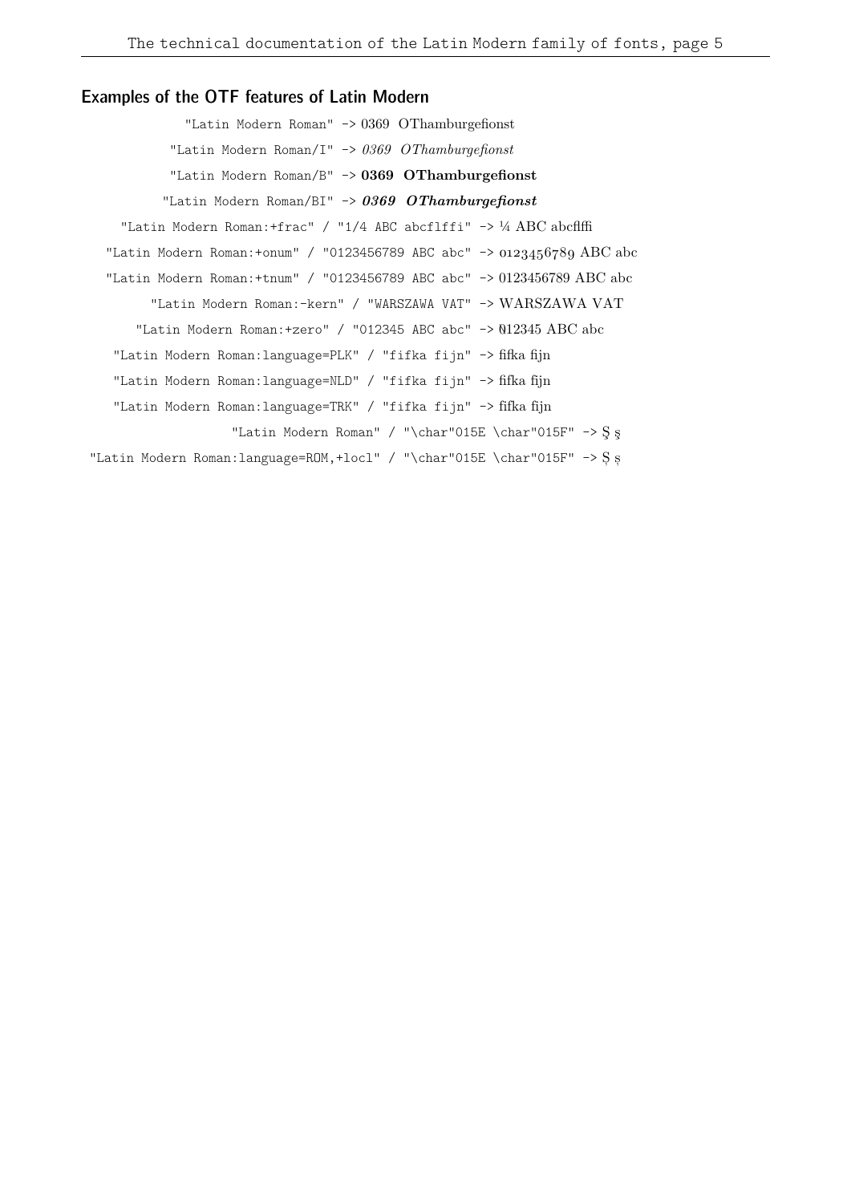## Examples of the OTF features of Latin Modern

"Latin Modern Roman" -> 0369 OThamburgefionst

"Latin Modern Roman/I" -> *0369 OThamburgefionst*

"Latin Modern Roman/B" -> **0369 OThamburgefionst**

"Latin Modern Roman/BI" -> ***0369 OThamburgefionst***

"Latin Modern Roman:+frac" / "1/4 ABC abcflffi" -> ¼ ABC abcflffi

"Latin Modern Roman:+onum" / "0123456789 ABC abc" -> 0123456789 ABC abc

"Latin Modern Roman:+tnum" / "0123456789 ABC abc" -> 0123456789 ABC abc

"Latin Modern Roman:-kern" / "WARSZAWA VAT" -> WARSZAWA VAT

"Latin Modern Roman:+zero" / "012345 ABC abc" -> 012345 ABC abc

"Latin Modern Roman:language=PLK" / "fifka fijn" -> fifka fijn

"Latin Modern Roman:language=NLD" / "fifka fijn" -> fifka fijn

"Latin Modern Roman:language=TRK" / "fifka fijn" -> fifka fijn

"Latin Modern Roman" / "\char"015E \char"015F" -> Ş ş

"Latin Modern Roman:language=ROM,+locl" / "\char"015E \char"015F" -> Ș ș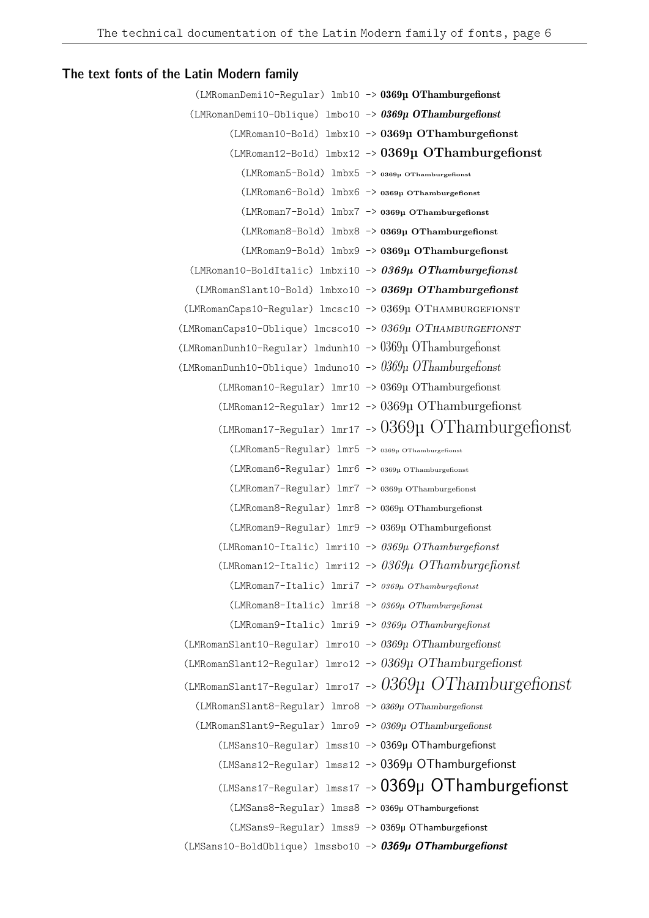## The text fonts of the Latin Modern family

(LMRomanDemi10-Regular) lmb10 -> **0369µ OThamburgefionst**

(LMRomanDemi10-Oblique) lmbo10 -> ***0369µ OThamburgefionst***

(LMRoman10-Bold) lmbx10 -> **0369µ OThamburgefionst**

(LMRoman12-Bold) lmbx12 -> **0369µ OThamburgefionst**

(LMRoman5-Bold) lmbx5 -> **0369µ OThamburgefionst**

(LMRoman6-Bold) lmbx6 -> **0369µ OThamburgefionst**

(LMRoman7-Bold) lmbx7 -> **0369µ OThamburgefionst**

(LMRoman8-Bold) lmbx8 -> **0369µ OThamburgefionst**

(LMRoman9-Bold) lmbx9 -> **0369µ OThamburgefionst**

(LMRoman10-BoldItalic) lmbxi10 -> ***0369µ OThamburgefionst***

(LMRomanSlant10-Bold) lmbxo10 -> ***0369µ OThamburgefionst***

(LMRomanCaps10-Regular) lmcsc10 -> 0369µ OTHAMBURGEFIONST

(LMRomanCaps10-Oblique) lmcsco10 -> *0369µ OTHAMBURGEFIONST*

(LMRomanDunh10-Regular) lmdunh10 -> 0369µ OThamburgefionst

(LMRomanDunh10-Oblique) lmduno10 -> *0369µ OThamburgefionst*

(LMRoman10-Regular) lmr10 -> 0369µ OThamburgefionst

(LMRoman12-Regular) lmr12 -> 0369µ OThamburgefionst

(LMRoman17-Regular) lmr17 -> 0369µ OThamburgefionst

(LMRoman5-Regular) lmr5 -> 0369µ OThamburgefionst

(LMRoman6-Regular) lmr6 -> 0369µ OThamburgefionst

(LMRoman7-Regular) lmr7 -> 0369µ OThamburgefionst

(LMRoman8-Regular) lmr8 -> 0369µ OThamburgefionst

(LMRoman9-Regular) lmr9 -> 0369µ OThamburgefionst

(LMRoman10-Italic) lmri10 -> *0369µ OThamburgefionst*

(LMRoman12-Italic) lmri12 -> *0369µ OThamburgefionst*

(LMRoman7-Italic) lmri7 -> *0369µ OThamburgefionst*

(LMRoman8-Italic) lmri8 -> *0369µ OThamburgefionst*

(LMRoman9-Italic) lmri9 -> *0369µ OThamburgefionst*

(LMRomanSlant10-Regular) lmro10 -> *0369µ OThamburgefionst*

(LMRomanSlant12-Regular) lmro12 -> *0369µ OThamburgefionst*

(LMRomanSlant17-Regular) lmro17 -> *0369µ OThamburgefionst*

(LMRomanSlant8-Regular) lmro8 -> *0369µ OThamburgefionst*

(LMRomanSlant9-Regular) lmro9 -> *0369µ OThamburgefionst*

(LMSans10-Regular) lmss10 -> 0369µ OThamburgefionst

(LMSans12-Regular) lmss12 -> 0369µ OThamburgefionst

(LMSans17-Regular) lmss17 -> 0369µ OThamburgefionst

(LMSans8-Regular) lmss8 -> 0369µ OThamburgefionst

(LMSans9-Regular) lmss9 -> 0369µ OThamburgefionst

(LMSans10-BoldOblique) lmssbo10 -> ***0369µ OThamburgefionst***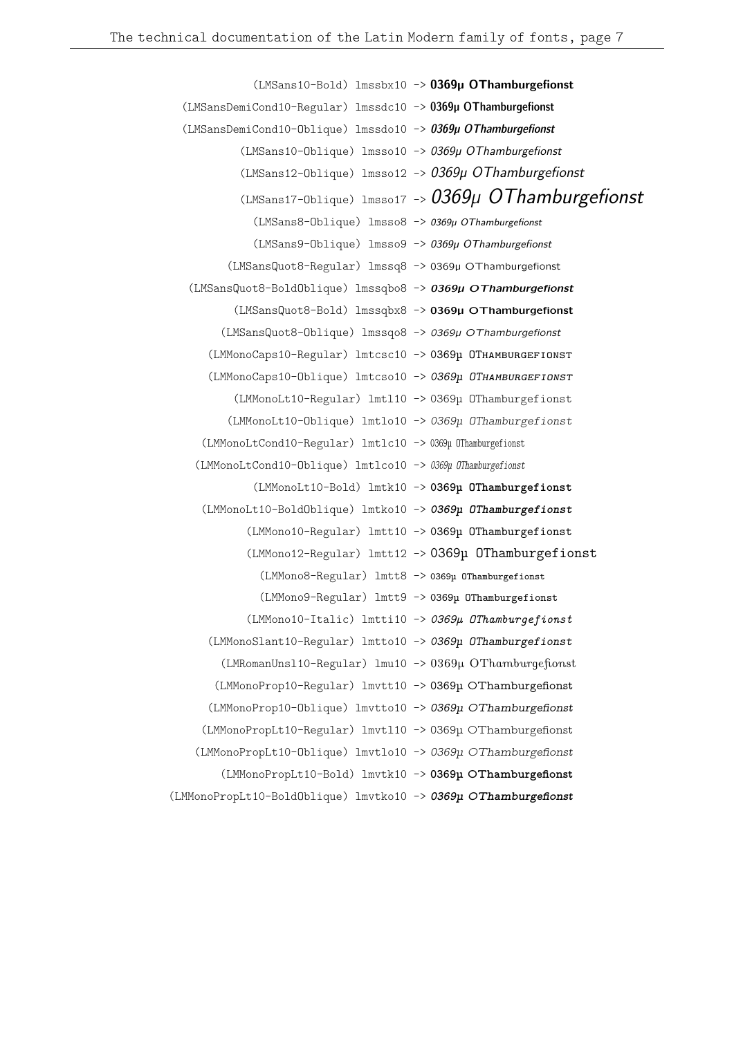(LMSans10-Bold) lmssbx10 -> **0369µ OThamburgefionst**

(LMSansDemiCond10-Regular) lmssdc10 -> 0369µ OThamburgefionst

(LMSansDemiCond10-Oblique) lmssdo10 -> *0369µ OThamburgefionst*

(LMSans10-Oblique) lmsso10 -> *0369µ OThamburgefionst*

(LMSans12-Oblique) lmsso12 -> *0369µ OThamburgefionst*

(LMSans17-Oblique) lmsso17 -> *0369µ OThamburgefionst*

(LMSans8-Oblique) lmsso8 -> *0369µ OThamburgefionst*

(LMSans9-Oblique) lmsso9 -> *0369µ OThamburgefionst*

(LMSansQuot8-Regular) lmssq8 -> 0369µ OThamburgefionst

(LMSansQuot8-BoldOblique) lmssqbo8 -> ***0369µ OThamburgefionst***

(LMSansQuot8-Bold) lmssqbx8 -> **0369µ OThamburgefionst**

(LMSansQuot8-Oblique) lmssqo8 -> *0369µ OThamburgefionst*

(LMMonoCaps10-Regular) lmtcsc10 -> 0369µ OTHAMBURGEFIONST

(LMMonoCaps10-Oblique) lmtcso10 -> *0369µ OTHAMBURGEFIONST*

(LMMonoLt10-Regular) lmtl10 -> 0369µ OThamburgefionst

(LMMonoLt10-Oblique) lmtlo10 -> *0369µ OThamburgefionst*

(LMMonoLtCond10-Regular) lmtlc10 -> 0369µ OThamburgefionst

(LMMonoLtCond10-Oblique) lmtlco10 -> *0369µ OThamburgefionst*

(LMMonoLt10-Bold) lmtk10 -> **0369µ OThamburgefionst**

(LMMonoLt10-BoldOblique) lmtko10 -> ***0369µ OThamburgefionst***

(LMMono10-Regular) lmtt10 -> 0369µ OThamburgefionst

(LMMono12-Regular) lmtt12 -> 0369µ OThamburgefionst

(LMMono8-Regular) lmtt8 -> 0369µ OThamburgefionst

(LMMono9-Regular) lmtt9 -> 0369µ OThamburgefionst

(LMMono10-Italic) lmtti10 -> *0369µ OThamburgefionst*

(LMMonoSlant10-Regular) lmtto10 -> *0369µ OThamburgefionst*

(LMRomanUnsl10-Regular) lmu10 -> 0369µ OThamburgefionst

(LMMonoProp10-Regular) lmvtt10 -> 0369µ OThamburgefionst

(LMMonoProp10-Oblique) lmvtto10 -> *0369µ OThamburgefionst*

(LMMonoPropLt10-Regular) lmvtl10 -> 0369µ OThamburgefionst

(LMMonoPropLt10-Oblique) lmvtlo10 -> *0369µ OThamburgefionst*

(LMMonoPropLt10-Bold) lmvtk10 -> **0369µ OThamburgefionst**

(LMMonoPropLt10-BoldOblique) lmvtko10 -> ***0369µ OThamburgefionst***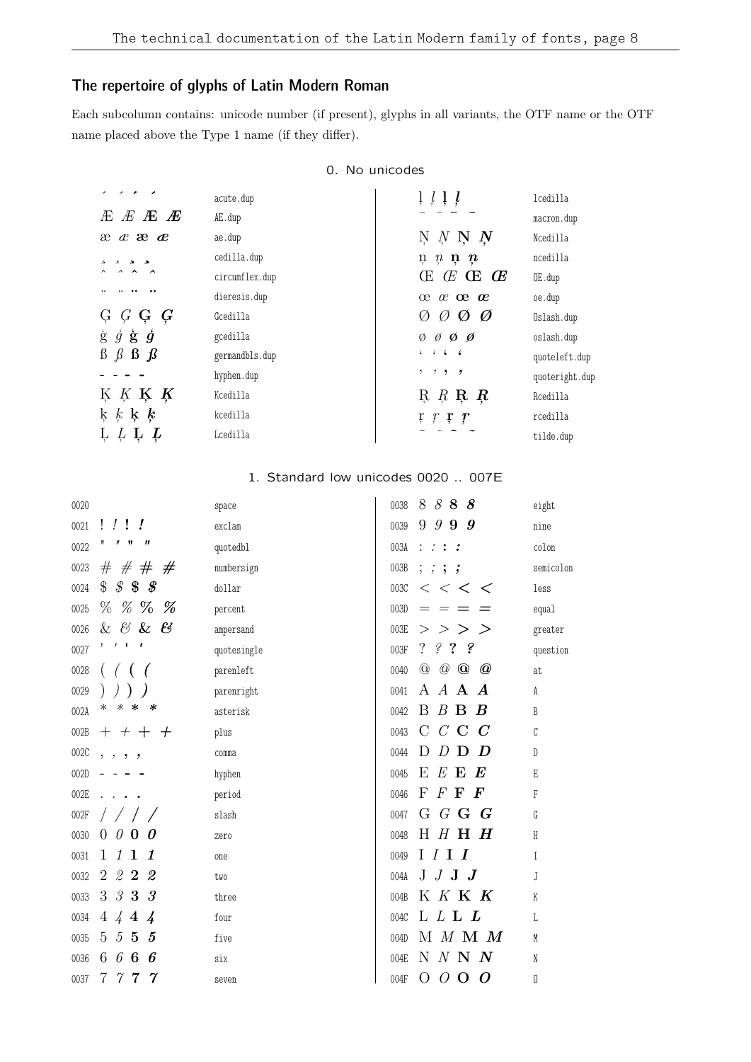## The repertoire of glyphs of Latin Modern Roman

Each subcolumn contains: unicode number (if present), glyphs in all variants, the OTF name or the OTF name placed above the Type 1 name (if they differ).

### 0. No unicodes

| Glyphs | Name | Glyphs | Name |
|---|---|---|---|
| ´ ´ ´ ´ | acute.dup | ļ ļ ļ ļ | lcedilla |
| Æ Æ Æ Æ | AE.dup | ¯ ¯ ¯ ¯ | macron.dup |
| æ æ æ æ | ae.dup | Ņ Ņ Ņ Ņ | Ncedilla |
| ¸ ¸ ¸ ¸ | cedilla.dup | ņ ņ ņ ņ | ncedilla |
| ˆ ˆ ˆ ˆ | circumflex.dup | Œ Œ Œ Œ | OE.dup |
| ¨ ¨ ¨ ¨ | dieresis.dup | œ œ œ œ | oe.dup |
| Ģ Ģ Ģ Ģ | Gcedilla | Ø Ø Ø Ø | Oslash.dup |
| ģ ģ ģ ģ | gcedilla | ø ø ø ø | oslash.dup |
| ß ß ß ß | germandbls.dup | ‘ ‘ ‘ ‘ | quoteleft.dup |
| - - - - | hyphen.dup | ’ ’ ’ ’ | quoteright.dup |
| Ķ Ķ Ķ Ķ | Kcedilla | Ŗ Ŗ Ŗ Ŗ | Rcedilla |
| ķ ķ ķ ķ | kcedilla | ŗ ŗ ŗ ŗ | rcedilla |
| Ļ Ļ Ļ Ļ | Lcedilla | ˜ ˜ ˜ ˜ | tilde.dup |

### 1. Standard low unicodes 0020 .. 007E

| Unicode | Glyphs | Name | Unicode | Glyphs | Name |
|---|---|---|---|---|---|
| 0020 | | space | 0038 | 8 8 8 8 | eight |
| 0021 | ! ! ! ! | exclam | 0039 | 9 9 9 9 | nine |
| 0022 | " " " " | quotedbl | 003A | : : : : | colon |
| 0023 | # # # # | numbersign | 003B | ; ; ; ; | semicolon |
| 0024 | $ $ $ $ | dollar | 003C | < < < < | less |
| 0025 | % % % % | percent | 003D | = = = = | equal |
| 0026 | & & & & | ampersand | 003E | > > > > | greater |
| 0027 | ' ' ' ' | quotesingle | 003F | ? ? ? ? | question |
| 0028 | ( ( ( ( | parenleft | 0040 | @ @ @ @ | at |
| 0029 | ) ) ) ) | parenright | 0041 | A A A A | A |
| 002A | * * * * | asterisk | 0042 | B B B B | B |
| 002B | + + + + | plus | 0043 | C C C C | C |
| 002C | , , , , | comma | 0044 | D D D D | D |
| 002D | - - - - | hyphen | 0045 | E E E E | E |
| 002E | . . . . | period | 0046 | F F F F | F |
| 002F | / / / / | slash | 0047 | G G G G | G |
| 0030 | 0 0 0 0 | zero | 0048 | H H H H | H |
| 0031 | 1 1 1 1 | one | 0049 | I I I I | I |
| 0032 | 2 2 2 2 | two | 004A | J J J J | J |
| 0033 | 3 3 3 3 | three | 004B | K K K K | K |
| 0034 | 4 4 4 4 | four | 004C | L L L L | L |
| 0035 | 5 5 5 5 | five | 004D | M M M M | M |
| 0036 | 6 6 6 6 | six | 004E | N N N N | N |
| 0037 | 7 7 7 7 | seven | 004F | O O O O | O |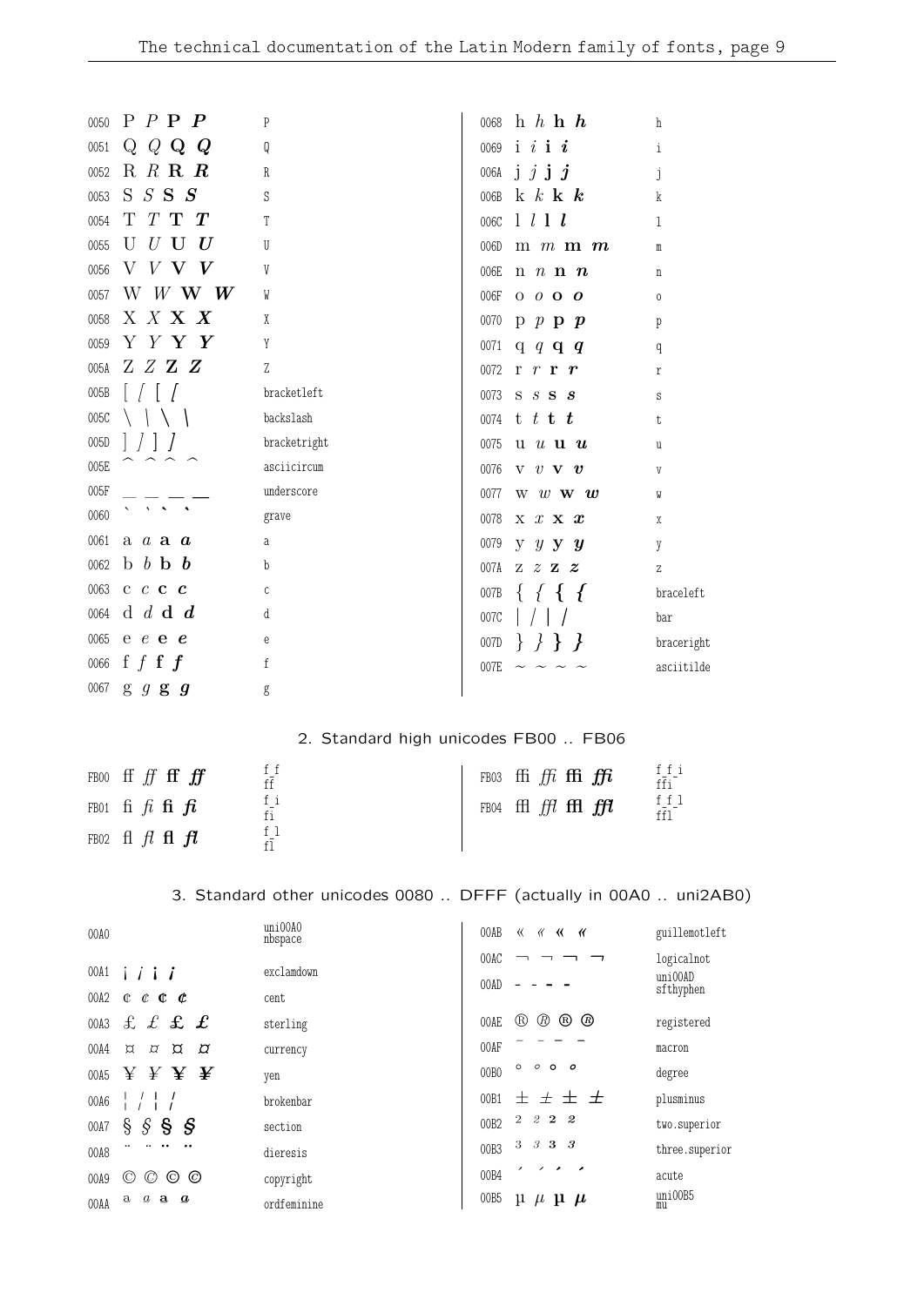| Code | Glyphs | Name |
|---|---|---|
| 0050 | P *P* **P** ***P*** | P |
| 0051 | Q *Q* **Q** ***Q*** | Q |
| 0052 | R *R* **R** ***R*** | R |
| 0053 | S *S* **S** ***S*** | S |
| 0054 | T *T* **T** ***T*** | T |
| 0055 | U *U* **U** ***U*** | U |
| 0056 | V *V* **V** ***V*** | V |
| 0057 | W *W* **W** ***W*** | W |
| 0058 | X *X* **X** ***X*** | X |
| 0059 | Y *Y* **Y** ***Y*** | Y |
| 005A | Z *Z* **Z** ***Z*** | Z |
| 005B | [ *[* **[** ***[*** | bracketleft |
| 005C | \ *\\* **\\** ***\\*** | backslash |
| 005D | ] *]* **]** ***]*** | bracketright |
| 005E | ^ ^ ^ ^ | asciicircum |
| 005F | _ _ _ _ | underscore |
| 0060 | ` ` ` ` | grave |
| 0061 | a *a* **a** ***a*** | a |
| 0062 | b *b* **b** ***b*** | b |
| 0063 | c *c* **c** ***c*** | c |
| 0064 | d *d* **d** ***d*** | d |
| 0065 | e *e* **e** ***e*** | e |
| 0066 | f *f* **f** ***f*** | f |
| 0067 | g *g* **g** ***g*** | g |
| 0068 | h *h* **h** ***h*** | h |
| 0069 | i *i* **i** ***i*** | i |
| 006A | j *j* **j** ***j*** | j |
| 006B | k *k* **k** ***k*** | k |
| 006C | l *l* **l** ***l*** | l |
| 006D | m *m* **m** ***m*** | m |
| 006E | n *n* **n** ***n*** | n |
| 006F | o *o* **o** ***o*** | o |
| 0070 | p *p* **p** ***p*** | p |
| 0071 | q *q* **q** ***q*** | q |
| 0072 | r *r* **r** ***r*** | r |
| 0073 | s *s* **s** ***s*** | s |
| 0074 | t *t* **t** ***t*** | t |
| 0075 | u *u* **u** ***u*** | u |
| 0076 | v *v* **v** ***v*** | v |
| 0077 | w *w* **w** ***w*** | w |
| 0078 | x *x* **x** ***x*** | x |
| 0079 | y *y* **y** ***y*** | y |
| 007A | z *z* **z** ***z*** | z |
| 007B | { *{* **{** ***{*** | braceleft |
| 007C | \| *\|* **\|** ***\|*** | bar |
| 007D | } *}* **}** ***}*** | braceright |
| 007E | ~ ~ ~ ~ | asciitilde |

## 2. Standard high unicodes FB00 .. FB06

| Code | Glyphs | Name |
|---|---|---|
| FB00 | ﬀ *ﬀ* **ﬀ** ***ﬀ*** | f_f ff |
| FB01 | ﬁ *ﬁ* **ﬁ** ***ﬁ*** | f_i fi |
| FB02 | ﬂ *ﬂ* **ﬂ** ***ﬂ*** | f_l fl |
| FB03 | ﬃ *ﬃ* **ﬃ** ***ﬃ*** | f_f_i ffi |
| FB04 | ﬄ *ﬄ* **ﬄ** ***ﬄ*** | f_f_l ffl |

## 3. Standard other unicodes 0080 .. DFFF (actually in 00A0 .. uni2AB0)

| Code | Glyphs | Name |
|---|---|---|
| 00A0 | | uni00A0 nbspace |
| 00A1 | ¡ *¡* **¡** ***¡*** | exclamdown |
| 00A2 | ¢ *¢* **¢** ***¢*** | cent |
| 00A3 | £ *£* **£** ***£*** | sterling |
| 00A4 | ¤ *¤* **¤** ***¤*** | currency |
| 00A5 | ¥ *¥* **¥** ***¥*** | yen |
| 00A6 | ¦ *¦* **¦** ***¦*** | brokenbar |
| 00A7 | § *§* **§** ***§*** | section |
| 00A8 | ¨ ¨ ¨ ¨ | dieresis |
| 00A9 | © *©* **©** ***©*** | copyright |
| 00AA | ª *ª* **ª** ***ª*** | ordfeminine |
| 00AB | « *«* **«** ***«*** | guillemotleft |
| 00AC | ¬ ¬ ¬ ¬ | logicalnot |
| 00AD | - - - - | uni00AD sfthyphen |
| 00AE | ® *®* **®** ***®*** | registered |
| 00AF | ¯ ¯ ¯ ¯ | macron |
| 00B0 | ° ° ° ° | degree |
| 00B1 | ± ± ± ± | plusminus |
| 00B2 | ² *²* **²** ***²*** | two.superior |
| 00B3 | ³ *³* **³** ***³*** | three.superior |
| 00B4 | ´ ´ ´ ´ | acute |
| 00B5 | µ *µ* **µ** ***µ*** | uni00B5 mu |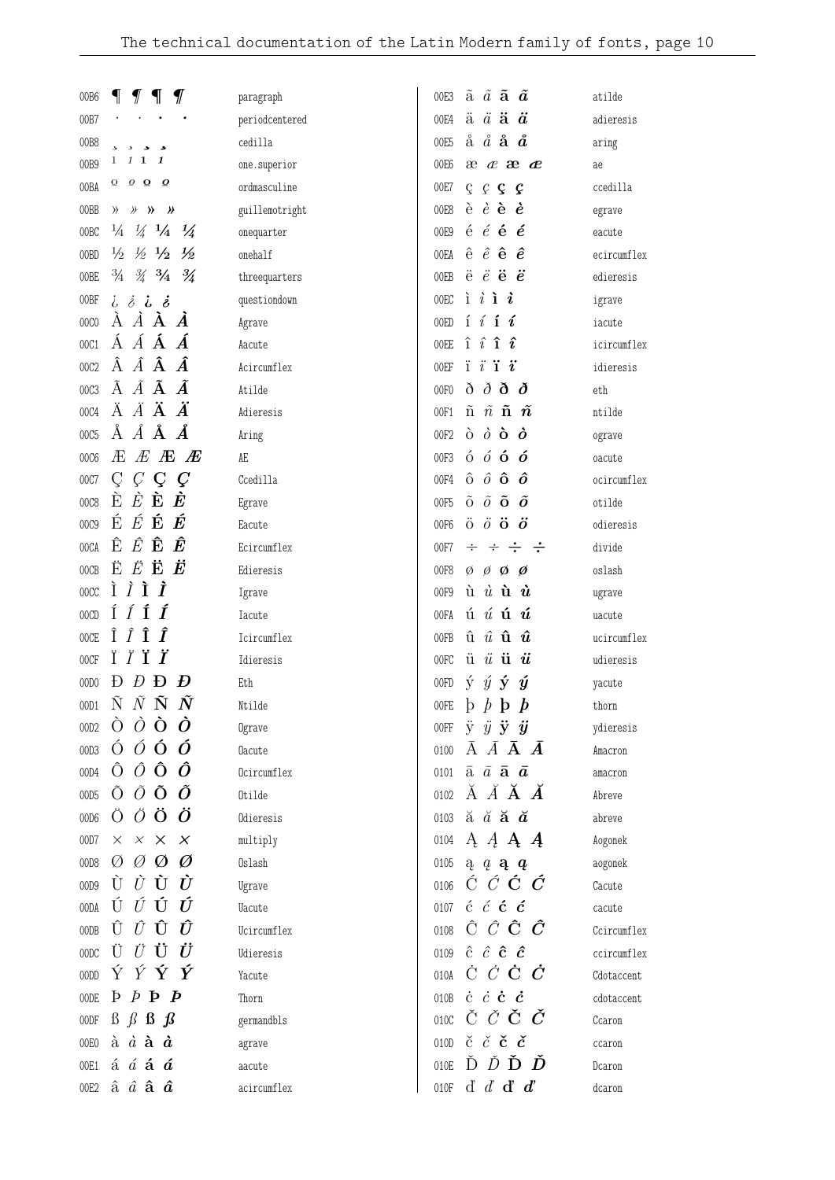| | | |
|---|---|---|
| 00B6 | ¶ ¶ ¶ ¶ | paragraph |
| 00B7 | · · · · | periodcentered |
| 00B8 | ¸ ¸ ¸ ¸ | cedilla |
| 00B9 | ¹ ¹ ¹ ¹ | one.superior |
| 00BA | º º º º | ordmasculine |
| 00BB | » » » » | guillemotright |
| 00BC | ¼ ¼ ¼ ¼ | onequarter |
| 00BD | ½ ½ ½ ½ | onehalf |
| 00BE | ¾ ¾ ¾ ¾ | threequarters |
| 00BF | ¿ ¿ ¿ ¿ | questiondown |
| 00C0 | À À À À | Agrave |
| 00C1 | Á Á Á Á | Aacute |
| 00C2 | Â Â Â Â | Acircumflex |
| 00C3 | Ã Ã Ã Ã | Atilde |
| 00C4 | Ä Ä Ä Ä | Adieresis |
| 00C5 | Å Å Å Å | Aring |
| 00C6 | Æ Æ Æ Æ | AE |
| 00C7 | Ç Ç Ç Ç | Ccedilla |
| 00C8 | È È È È | Egrave |
| 00C9 | É É É É | Eacute |
| 00CA | Ê Ê Ê Ê | Ecircumflex |
| 00CB | Ë Ë Ë Ë | Edieresis |
| 00CC | Ì Ì Ì Ì | Igrave |
| 00CD | Í Í Í Í | Iacute |
| 00CE | Î Î Î Î | Icircumflex |
| 00CF | Ï Ï Ï Ï | Idieresis |
| 00D0 | Ð Ð Ð Ð | Eth |
| 00D1 | Ñ Ñ Ñ Ñ | Ntilde |
| 00D2 | Ò Ò Ò Ò | Ograve |
| 00D3 | Ó Ó Ó Ó | Oacute |
| 00D4 | Ô Ô Ô Ô | Ocircumflex |
| 00D5 | Õ Õ Õ Õ | Otilde |
| 00D6 | Ö Ö Ö Ö | Odieresis |
| 00D7 | × × × × | multiply |
| 00D8 | Ø Ø Ø Ø | Oslash |
| 00D9 | Ù Ù Ù Ù | Ugrave |
| 00DA | Ú Ú Ú Ú | Uacute |
| 00DB | Û Û Û Û | Ucircumflex |
| 00DC | Ü Ü Ü Ü | Udieresis |
| 00DD | Ý Ý Ý Ý | Yacute |
| 00DE | Þ Þ Þ Þ | Thorn |
| 00DF | ß ß ß ß | germandbls |
| 00E0 | à à à à | agrave |
| 00E1 | á á á á | aacute |
| 00E2 | â â â â | acircumflex |
| 00E3 | ã ã ã ã | atilde |
| 00E4 | ä ä ä ä | adieresis |
| 00E5 | å å å å | aring |
| 00E6 | æ æ æ æ | ae |
| 00E7 | ç ç ç ç | ccedilla |
| 00E8 | è è è è | egrave |
| 00E9 | é é é é | eacute |
| 00EA | ê ê ê ê | ecircumflex |
| 00EB | ë ë ë ë | edieresis |
| 00EC | ì ì ì ì | igrave |
| 00ED | í í í í | iacute |
| 00EE | î î î î | icircumflex |
| 00EF | ï ï ï ï | idieresis |
| 00F0 | ð ð ð ð | eth |
| 00F1 | ñ ñ ñ ñ | ntilde |
| 00F2 | ò ò ò ò | ograve |
| 00F3 | ó ó ó ó | oacute |
| 00F4 | ô ô ô ô | ocircumflex |
| 00F5 | õ õ õ õ | otilde |
| 00F6 | ö ö ö ö | odieresis |
| 00F7 | ÷ ÷ ÷ ÷ | divide |
| 00F8 | ø ø ø ø | oslash |
| 00F9 | ù ù ù ù | ugrave |
| 00FA | ú ú ú ú | uacute |
| 00FB | û û û û | ucircumflex |
| 00FC | ü ü ü ü | udieresis |
| 00FD | ý ý ý ý | yacute |
| 00FE | þ þ þ þ | thorn |
| 00FF | ÿ ÿ ÿ ÿ | ydieresis |
| 0100 | Ā Ā Ā Ā | Amacron |
| 0101 | ā ā ā ā | amacron |
| 0102 | Ă Ă Ă Ă | Abreve |
| 0103 | ă ă ă ă | abreve |
| 0104 | Ą Ą Ą Ą | Aogonek |
| 0105 | ą ą ą ą | aogonek |
| 0106 | Ć Ć Ć Ć | Cacute |
| 0107 | ć ć ć ć | cacute |
| 0108 | Ĉ Ĉ Ĉ Ĉ | Ccircumflex |
| 0109 | ĉ ĉ ĉ ĉ | ccircumflex |
| 010A | Ċ Ċ Ċ Ċ | Cdotaccent |
| 010B | ċ ċ ċ ċ | cdotaccent |
| 010C | Č Č Č Č | Ccaron |
| 010D | č č č č | ccaron |
| 010E | Ď Ď Ď Ď | Dcaron |
| 010F | ď ď ď ď | dcaron |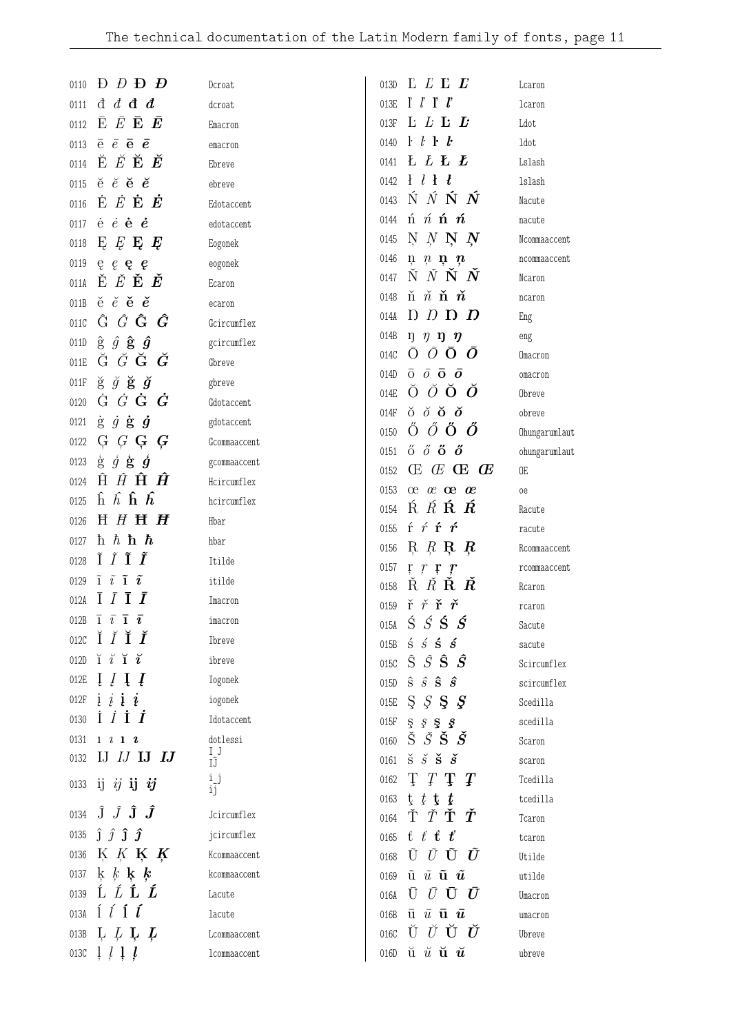| Code | Glyphs | Name |
|---|---|---|
| 0110 | Đ *Đ* **Đ** ***Đ*** | Dcroat |
| 0111 | đ *đ* **đ** ***đ*** | dcroat |
| 0112 | Ē *Ē* **Ē** ***Ē*** | Emacron |
| 0113 | ē *ē* **ē** ***ē*** | emacron |
| 0114 | Ĕ *Ĕ* **Ĕ** ***Ĕ*** | Ebreve |
| 0115 | ĕ *ĕ* **ĕ** ***ĕ*** | ebreve |
| 0116 | Ė *Ė* **Ė** ***Ė*** | Edotaccent |
| 0117 | ė *ė* **ė** ***ė*** | edotaccent |
| 0118 | Ę *Ę* **Ę** ***Ę*** | Eogonek |
| 0119 | ę *ę* **ę** ***ę*** | eogonek |
| 011A | Ě *Ě* **Ě** ***Ě*** | Ecaron |
| 011B | ě *ě* **ě** ***ě*** | ecaron |
| 011C | Ĝ *Ĝ* **Ĝ** ***Ĝ*** | Gcircumflex |
| 011D | ĝ *ĝ* **ĝ** ***ĝ*** | gcircumflex |
| 011E | Ğ *Ğ* **Ğ** ***Ğ*** | Gbreve |
| 011F | ğ *ğ* **ğ** ***ğ*** | gbreve |
| 0120 | Ġ *Ġ* **Ġ** ***Ġ*** | Gdotaccent |
| 0121 | ġ *ġ* **ġ** ***ġ*** | gdotaccent |
| 0122 | Ģ *Ģ* **Ģ** ***Ģ*** | Gcommaaccent |
| 0123 | ģ *ģ* **ģ** ***ģ*** | gcommaaccent |
| 0124 | Ĥ *Ĥ* **Ĥ** ***Ĥ*** | Hcircumflex |
| 0125 | ĥ *ĥ* **ĥ** ***ĥ*** | hcircumflex |
| 0126 | Ħ *Ħ* **Ħ** ***Ħ*** | Hbar |
| 0127 | ħ *ħ* **ħ** ***ħ*** | hbar |
| 0128 | Ĩ *Ĩ* **Ĩ** ***Ĩ*** | Itilde |
| 0129 | ĩ *ĩ* **ĩ** ***ĩ*** | itilde |
| 012A | Ī *Ī* **Ī** ***Ī*** | Imacron |
| 012B | ī *ī* **ī** ***ī*** | imacron |
| 012C | Ĭ *Ĭ* **Ĭ** ***Ĭ*** | Ibreve |
| 012D | ĭ *ĭ* **ĭ** ***ĭ*** | ibreve |
| 012E | Į *Į* **Į** ***Į*** | Iogonek |
| 012F | į *į* **į** ***į*** | iogonek |
| 0130 | İ *İ* **İ** ***İ*** | Idotaccent |
| 0131 | ı *ı* **ı** ***ı*** | dotlessi |
| 0132 | IJ *IJ* **IJ** ***IJ*** | I_J IJ |
| 0133 | ij *ij* **ij** ***ij*** | i_j ij |
| 0134 | Ĵ *Ĵ* **Ĵ** ***Ĵ*** | Jcircumflex |
| 0135 | ĵ *ĵ* **ĵ** ***ĵ*** | jcircumflex |
| 0136 | Ķ *Ķ* **Ķ** ***Ķ*** | Kcommaaccent |
| 0137 | ķ *ķ* **ķ** ***ķ*** | kcommaaccent |
| 0139 | Ĺ *Ĺ* **Ĺ** ***Ĺ*** | Lacute |
| 013A | ĺ *ĺ* **ĺ** ***ĺ*** | lacute |
| 013B | Ļ *Ļ* **Ļ** ***Ļ*** | Lcommaaccent |
| 013C | ļ *ļ* **ļ** ***ļ*** | lcommaaccent |
| 013D | Ľ *Ľ* **Ľ** ***Ľ*** | Lcaron |
| 013E | ľ *ľ* **ľ** ***ľ*** | lcaron |
| 013F | Ŀ *Ŀ* **Ŀ** ***Ŀ*** | Ldot |
| 0140 | ŀ *ŀ* **ŀ** ***ŀ*** | ldot |
| 0141 | Ł *Ł* **Ł** ***Ł*** | Lslash |
| 0142 | ł *ł* **ł** ***ł*** | lslash |
| 0143 | Ń *Ń* **Ń** ***Ń*** | Nacute |
| 0144 | ń *ń* **ń** ***ń*** | nacute |
| 0145 | Ņ *Ņ* **Ņ** ***Ņ*** | Ncommaaccent |
| 0146 | ņ *ņ* **ņ** ***ņ*** | ncommaaccent |
| 0147 | Ň *Ň* **Ň** ***Ň*** | Ncaron |
| 0148 | ň *ň* **ň** ***ň*** | ncaron |
| 014A | Ŋ *Ŋ* **Ŋ** ***Ŋ*** | Eng |
| 014B | ŋ *ŋ* **ŋ** ***ŋ*** | eng |
| 014C | Ō *Ō* **Ō** ***Ō*** | Omacron |
| 014D | ō *ō* **ō** ***ō*** | omacron |
| 014E | Ŏ *Ŏ* **Ŏ** ***Ŏ*** | Obreve |
| 014F | ŏ *ŏ* **ŏ** ***ŏ*** | obreve |
| 0150 | Ő *Ő* **Ő** ***Ő*** | Ohungarumlaut |
| 0151 | ő *ő* **ő** ***ő*** | ohungarumlaut |
| 0152 | Œ *Œ* **Œ** ***Œ*** | OE |
| 0153 | œ *œ* **œ** ***œ*** | oe |
| 0154 | Ŕ *Ŕ* **Ŕ** ***Ŕ*** | Racute |
| 0155 | ŕ *ŕ* **ŕ** ***ŕ*** | racute |
| 0156 | Ŗ *Ŗ* **Ŗ** ***Ŗ*** | Rcommaaccent |
| 0157 | ŗ *ŗ* **ŗ** ***ŗ*** | rcommaaccent |
| 0158 | Ř *Ř* **Ř** ***Ř*** | Rcaron |
| 0159 | ř *ř* **ř** ***ř*** | rcaron |
| 015A | Ś *Ś* **Ś** ***Ś*** | Sacute |
| 015B | ś *ś* **ś** ***ś*** | sacute |
| 015C | Ŝ *Ŝ* **Ŝ** ***Ŝ*** | Scircumflex |
| 015D | ŝ *ŝ* **ŝ** ***ŝ*** | scircumflex |
| 015E | Ş *Ş* **Ş** ***Ş*** | Scedilla |
| 015F | ş *ş* **ş** ***ş*** | scedilla |
| 0160 | Š *Š* **Š** ***Š*** | Scaron |
| 0161 | š *š* **š** ***š*** | scaron |
| 0162 | Ţ *Ţ* **Ţ** ***Ţ*** | Tcedilla |
| 0163 | ţ *ţ* **ţ** ***ţ*** | tcedilla |
| 0164 | Ť *Ť* **Ť** ***Ť*** | Tcaron |
| 0165 | ť *ť* **ť** ***ť*** | tcaron |
| 0168 | Ũ *Ũ* **Ũ** ***Ũ*** | Utilde |
| 0169 | ũ *ũ* **ũ** ***ũ*** | utilde |
| 016A | Ū *Ū* **Ū** ***Ū*** | Umacron |
| 016B | ū *ū* **ū** ***ū*** | umacron |
| 016C | Ŭ *Ŭ* **Ŭ** ***Ŭ*** | Ubreve |
| 016D | ŭ *ŭ* **ŭ** ***ŭ*** | ubreve |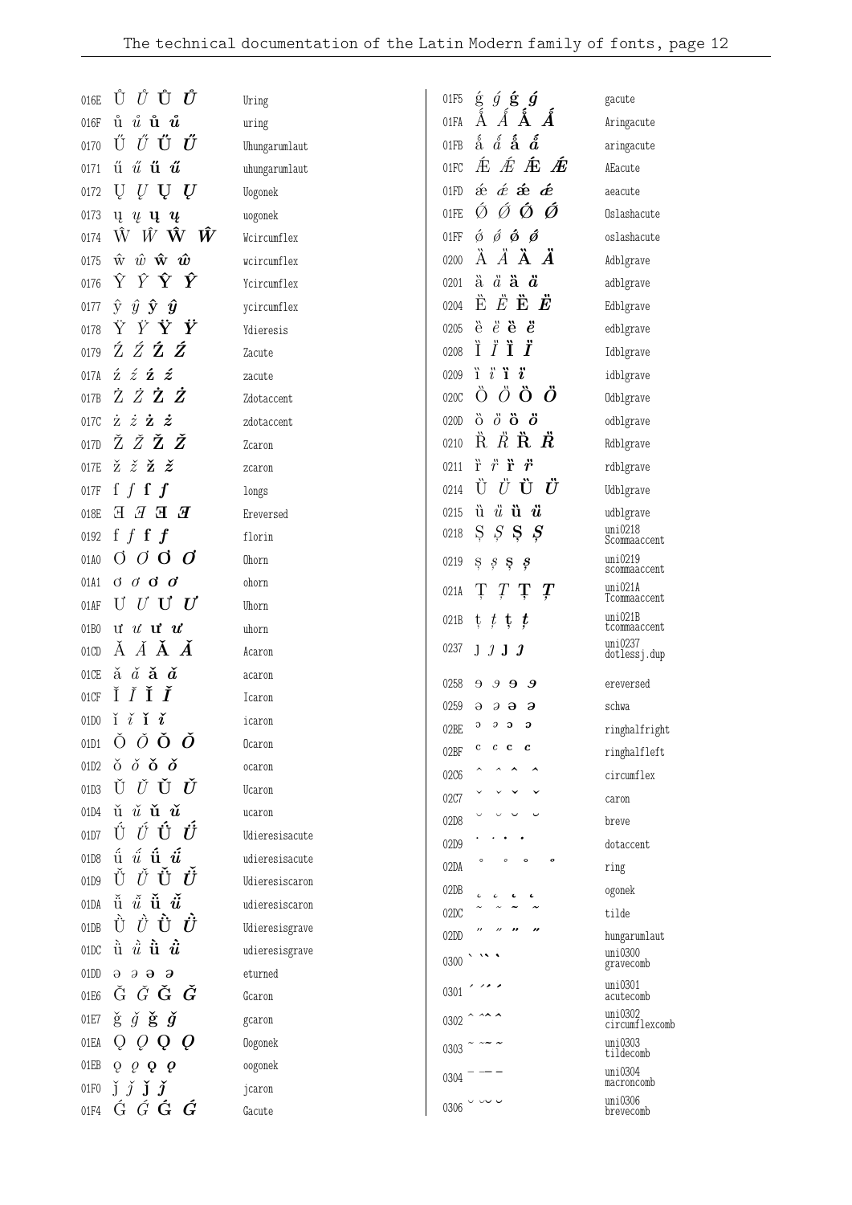| Code | Glyphs | Name |
|---|---|---|
| 016E | Ů *Ů* **Ů** ***Ů*** | Uring |
| 016F | ů *ů* **ů** ***ů*** | uring |
| 0170 | Ű *Ű* **Ű** ***Ű*** | Uhungarumlaut |
| 0171 | ű *ű* **ű** ***ű*** | uhungarumlaut |
| 0172 | Ų *Ų* **Ų** ***Ų*** | Uogonek |
| 0173 | ų *ų* **ų** ***ų*** | uogonek |
| 0174 | Ŵ *Ŵ* **Ŵ** ***Ŵ*** | Wcircumflex |
| 0175 | ŵ *ŵ* **ŵ** ***ŵ*** | wcircumflex |
| 0176 | Ŷ *Ŷ* **Ŷ** ***Ŷ*** | Ycircumflex |
| 0177 | ŷ *ŷ* **ŷ** ***ŷ*** | ycircumflex |
| 0178 | Ÿ *Ÿ* **Ÿ** ***Ÿ*** | Ydieresis |
| 0179 | Ź *Ź* **Ź** ***Ź*** | Zacute |
| 017A | ź *ź* **ź** ***ź*** | zacute |
| 017B | Ż *Ż* **Ż** ***Ż*** | Zdotaccent |
| 017C | ż *ż* **ż** ***ż*** | zdotaccent |
| 017D | Ž *Ž* **Ž** ***Ž*** | Zcaron |
| 017E | ž *ž* **ž** ***ž*** | zcaron |
| 017F | ſ *ſ* **ſ** ***ſ*** | longs |
| 018E | Ǝ *Ǝ* **Ǝ** ***Ǝ*** | Ereversed |
| 0192 | ƒ *ƒ* **ƒ** ***ƒ*** | florin |
| 01A0 | Ơ *Ơ* **Ơ** ***Ơ*** | Ohorn |
| 01A1 | ơ *ơ* **ơ** ***ơ*** | ohorn |
| 01AF | Ư *Ư* **Ư** ***Ư*** | Uhorn |
| 01B0 | ư *ư* **ư** ***ư*** | uhorn |
| 01CD | Ǎ *Ǎ* **Ǎ** ***Ǎ*** | Acaron |
| 01CE | ǎ *ǎ* **ǎ** ***ǎ*** | acaron |
| 01CF | Ǐ *Ǐ* **Ǐ** ***Ǐ*** | Icaron |
| 01D0 | ǐ *ǐ* **ǐ** ***ǐ*** | icaron |
| 01D1 | Ǒ *Ǒ* **Ǒ** ***Ǒ*** | Ocaron |
| 01D2 | ǒ *ǒ* **ǒ** ***ǒ*** | ocaron |
| 01D3 | Ǔ *Ǔ* **Ǔ** ***Ǔ*** | Ucaron |
| 01D4 | ǔ *ǔ* **ǔ** ***ǔ*** | ucaron |
| 01D7 | Ǘ *Ǘ* **Ǘ** ***Ǘ*** | Udieresisacute |
| 01D8 | ǘ *ǘ* **ǘ** ***ǘ*** | udieresisacute |
| 01D9 | Ǚ *Ǚ* **Ǚ** ***Ǚ*** | Udieresiscaron |
| 01DA | ǚ *ǚ* **ǚ** ***ǚ*** | udieresiscaron |
| 01DB | Ǜ *Ǜ* **Ǜ** ***Ǜ*** | Udieresisgrave |
| 01DC | ǜ *ǜ* **ǜ** ***ǜ*** | udieresisgrave |
| 01DD | ǝ *ǝ* **ǝ** ***ǝ*** | eturned |
| 01E6 | Ǧ *Ǧ* **Ǧ** ***Ǧ*** | Gcaron |
| 01E7 | ǧ *ǧ* **ǧ** ***ǧ*** | gcaron |
| 01EA | Ǫ *Ǫ* **Ǫ** ***Ǫ*** | Oogonek |
| 01EB | ǫ *ǫ* **ǫ** ***ǫ*** | oogonek |
| 01F0 | ǰ *ǰ* **ǰ** ***ǰ*** | jcaron |
| 01F4 | Ǵ *Ǵ* **Ǵ** ***Ǵ*** | Gacute |
| 01F5 | ǵ *ǵ* **ǵ** ***ǵ*** | gacute |
| 01FA | Ǻ *Ǻ* **Ǻ** ***Ǻ*** | Aringacute |
| 01FB | ǻ *ǻ* **ǻ** ***ǻ*** | aringacute |
| 01FC | Ǽ *Ǽ* **Ǽ** ***Ǽ*** | AEacute |
| 01FD | ǽ *ǽ* **ǽ** ***ǽ*** | aeacute |
| 01FE | Ǿ *Ǿ* **Ǿ** ***Ǿ*** | Oslashacute |
| 01FF | ǿ *ǿ* **ǿ** ***ǿ*** | oslashacute |
| 0200 | Ȁ *Ȁ* **Ȁ** ***Ȁ*** | Adblgrave |
| 0201 | ȁ *ȁ* **ȁ** ***ȁ*** | adblgrave |
| 0204 | Ȅ *Ȅ* **Ȅ** ***Ȅ*** | Edblgrave |
| 0205 | ȅ *ȅ* **ȅ** ***ȅ*** | edblgrave |
| 0208 | Ȉ *Ȉ* **Ȉ** ***Ȉ*** | Idblgrave |
| 0209 | ȉ *ȉ* **ȉ** ***ȉ*** | idblgrave |
| 020C | Ȍ *Ȍ* **Ȍ** ***Ȍ*** | Odblgrave |
| 020D | ȍ *ȍ* **ȍ** ***ȍ*** | odblgrave |
| 0210 | Ȑ *Ȑ* **Ȑ** ***Ȑ*** | Rdblgrave |
| 0211 | ȑ *ȑ* **ȑ** ***ȑ*** | rdblgrave |
| 0214 | Ȕ *Ȕ* **Ȕ** ***Ȕ*** | Udblgrave |
| 0215 | ȕ *ȕ* **ȕ** ***ȕ*** | udblgrave |
| 0218 | Ș *Ș* **Ș** ***Ș*** | uni0218 Scommaaccent |
| 0219 | ș *ș* **ș** ***ș*** | uni0219 scommaaccent |
| 021A | Ț *Ț* **Ț** ***Ț*** | uni021A Tcommaaccent |
| 021B | ț *ț* **ț** ***ț*** | uni021B tcommaaccent |
| 0237 | ȷ *ȷ* **ȷ** ***ȷ*** | uni0237 dotlessj.dup |
| 0258 | ɘ *ɘ* **ɘ** ***ɘ*** | ereversed |
| 0259 | ə *ə* **ə** ***ə*** | schwa |
| 02BE | ʾ *ʾ* **ʾ** ***ʾ*** | ringhalfright |
| 02BF | ʿ *ʿ* **ʿ** ***ʿ*** | ringhalfleft |
| 02C6 | ˆ *ˆ* **ˆ** ***ˆ*** | circumflex |
| 02C7 | ˇ *ˇ* **ˇ** ***ˇ*** | caron |
| 02D8 | ˘ *˘* **˘** ***˘*** | breve |
| 02D9 | ˙ *˙* **˙** ***˙*** | dotaccent |
| 02DA | ˚ *˚* **˚** ***˚*** | ring |
| 02DB | ˛ *˛* **˛** ***˛*** | ogonek |
| 02DC | ˜ *˜* **˜** ***˜*** | tilde |
| 02DD | ˝ *˝* **˝** ***˝*** | hungarumlaut |
| 0300 | ̀ *̀* **̀** ***̀*** | uni0300 gravecomb |
| 0301 | ́ *́* **́** ***́*** | uni0301 acutecomb |
| 0302 | ̂ *̂* **̂** ***̂*** | uni0302 circumflexcomb |
| 0303 | ̃ *̃* **̃** ***̃*** | uni0303 tildecomb |
| 0304 | ̄ *̄* **̄** ***̄*** | uni0304 macroncomb |
| 0306 | ̆ *̆* **̆** ***̆*** | uni0306 brevecomb |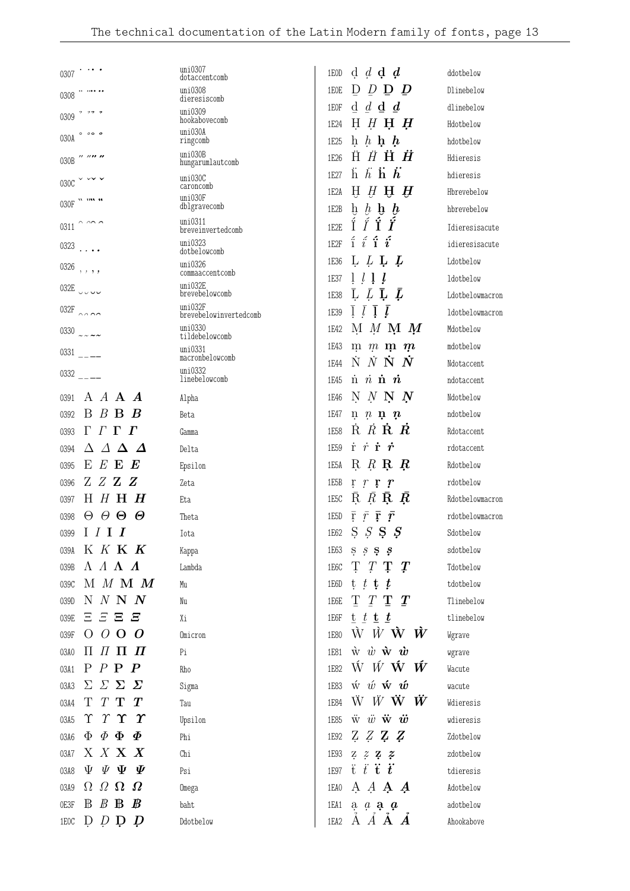| Code | Glyphs | Name |
|---|---|---|
| 0307 | ̇ ̇ ̇ ̇ | uni0307 dotaccentcomb |
| 0308 | ̈ ̈ ̈ ̈ | uni0308 dieresiscomb |
| 0309 | ̉ ̉ ̉ ̉ | uni0309 hookabovecomb |
| 030A | ̊ ̊ ̊ ̊ | uni030A ringcomb |
| 030B | ̋ ̋ ̋ ̋ | uni030B hungarumlautcomb |
| 030C | ̌ ̌ ̌ ̌ | uni030C caroncomb |
| 030F | ̏ ̏ ̏ ̏ | uni030F dblgravecomb |
| 0311 | ̑ ̑ ̑ ̑ | uni0311 breveinvertedcomb |
| 0323 | ̣ ̣ ̣ ̣ | uni0323 dotbelowcomb |
| 0326 | ̦ ̦ ̦ ̦ | uni0326 commaaccentcomb |
| 032E | ̮ ̮ ̮ ̮ | uni032E brevebelowcomb |
| 032F | ̯ ̯ ̯ ̯ | uni032F brevebelowinvertedcomb |
| 0330 | ̰ ̰ ̰ ̰ | uni0330 tildebelowcomb |
| 0331 | ̱ ̱ ̱ ̱ | uni0331 macronbelowcomb |
| 0332 | ̲ ̲ ̲ ̲ | uni0332 linebelowcomb |
| 0391 | Α Α Α Α | Alpha |
| 0392 | Β Β Β Β | Beta |
| 0393 | Γ Γ Γ Γ | Gamma |
| 0394 | Δ Δ Δ Δ | Delta |
| 0395 | Ε Ε Ε Ε | Epsilon |
| 0396 | Ζ Ζ Ζ Ζ | Zeta |
| 0397 | Η Η Η Η | Eta |
| 0398 | Θ Θ Θ Θ | Theta |
| 0399 | Ι Ι Ι Ι | Iota |
| 039A | Κ Κ Κ Κ | Kappa |
| 039B | Λ Λ Λ Λ | Lambda |
| 039C | Μ Μ Μ Μ | Mu |
| 039D | Ν Ν Ν Ν | Nu |
| 039E | Ξ Ξ Ξ Ξ | Xi |
| 039F | Ο Ο Ο Ο | Omicron |
| 03A0 | Π Π Π Π | Pi |
| 03A1 | Ρ Ρ Ρ Ρ | Rho |
| 03A3 | Σ Σ Σ Σ | Sigma |
| 03A4 | Τ Τ Τ Τ | Tau |
| 03A5 | Υ Υ Υ Υ | Upsilon |
| 03A6 | Φ Φ Φ Φ | Phi |
| 03A7 | Χ Χ Χ Χ | Chi |
| 03A8 | Ψ Ψ Ψ Ψ | Psi |
| 03A9 | Ω Ω Ω Ω | Omega |
| 0E3F | ฿ ฿ ฿ ฿ | baht |
| 1E0C | Ḍ Ḍ Ḍ Ḍ | Ddotbelow |
| 1E0D | ḍ ḍ ḍ ḍ | ddotbelow |
| 1E0E | Ḏ Ḏ Ḏ Ḏ | Dlinebelow |
| 1E0F | ḏ ḏ ḏ ḏ | dlinebelow |
| 1E24 | Ḥ Ḥ Ḥ Ḥ | Hdotbelow |
| 1E25 | ḥ ḥ ḥ ḥ | hdotbelow |
| 1E26 | Ḧ Ḧ Ḧ Ḧ | Hdieresis |
| 1E27 | ḧ ḧ ḧ ḧ | hdieresis |
| 1E2A | Ḫ Ḫ Ḫ Ḫ | Hbrevebelow |
| 1E2B | ḫ ḫ ḫ ḫ | hbrevebelow |
| 1E2E | Ḯ Ḯ Ḯ Ḯ | Idieresisacute |
| 1E2F | ḯ ḯ ḯ ḯ | idieresisacute |
| 1E36 | Ḷ Ḷ Ḷ Ḷ | Ldotbelow |
| 1E37 | ḷ ḷ ḷ ḷ | ldotbelow |
| 1E38 | Ḹ Ḹ Ḹ Ḹ | Ldotbelowmacron |
| 1E39 | ḹ ḹ ḹ ḹ | ldotbelowmacron |
| 1E42 | Ṃ Ṃ Ṃ Ṃ | Mdotbelow |
| 1E43 | ṃ ṃ ṃ ṃ | mdotbelow |
| 1E44 | Ṅ Ṅ Ṅ Ṅ | Ndotaccent |
| 1E45 | ṅ ṅ ṅ ṅ | ndotaccent |
| 1E46 | Ṇ Ṇ Ṇ Ṇ | Ndotbelow |
| 1E47 | ṇ ṇ ṇ ṇ | ndotbelow |
| 1E58 | Ṙ Ṙ Ṙ Ṙ | Rdotaccent |
| 1E59 | ṙ ṙ ṙ ṙ | rdotaccent |
| 1E5A | Ṛ Ṛ Ṛ Ṛ | Rdotbelow |
| 1E5B | ṛ ṛ ṛ ṛ | rdotbelow |
| 1E5C | Ṝ Ṝ Ṝ Ṝ | Rdotbelowmacron |
| 1E5D | ṝ ṝ ṝ ṝ | rdotbelowmacron |
| 1E62 | Ṣ Ṣ Ṣ Ṣ | Sdotbelow |
| 1E63 | ṣ ṣ ṣ ṣ | sdotbelow |
| 1E6C | Ṭ Ṭ Ṭ Ṭ | Tdotbelow |
| 1E6D | ṭ ṭ ṭ ṭ | tdotbelow |
| 1E6E | Ṯ Ṯ Ṯ Ṯ | Tlinebelow |
| 1E6F | ṯ ṯ ṯ ṯ | tlinebelow |
| 1E80 | Ẁ Ẁ Ẁ Ẁ | Wgrave |
| 1E81 | ẁ ẁ ẁ ẁ | wgrave |
| 1E82 | Ẃ Ẃ Ẃ Ẃ | Wacute |
| 1E83 | ẃ ẃ ẃ ẃ | wacute |
| 1E84 | Ẅ Ẅ Ẅ Ẅ | Wdieresis |
| 1E85 | ẅ ẅ ẅ ẅ | wdieresis |
| 1E92 | Ẓ Ẓ Ẓ Ẓ | Zdotbelow |
| 1E93 | ẓ ẓ ẓ ẓ | zdotbelow |
| 1E97 | ẗ ẗ ẗ ẗ | tdieresis |
| 1EA0 | Ạ Ạ Ạ Ạ | Adotbelow |
| 1EA1 | ạ ạ ạ ạ | adotbelow |
| 1EA2 | Ả Ả Ả Ả | Ahookabove |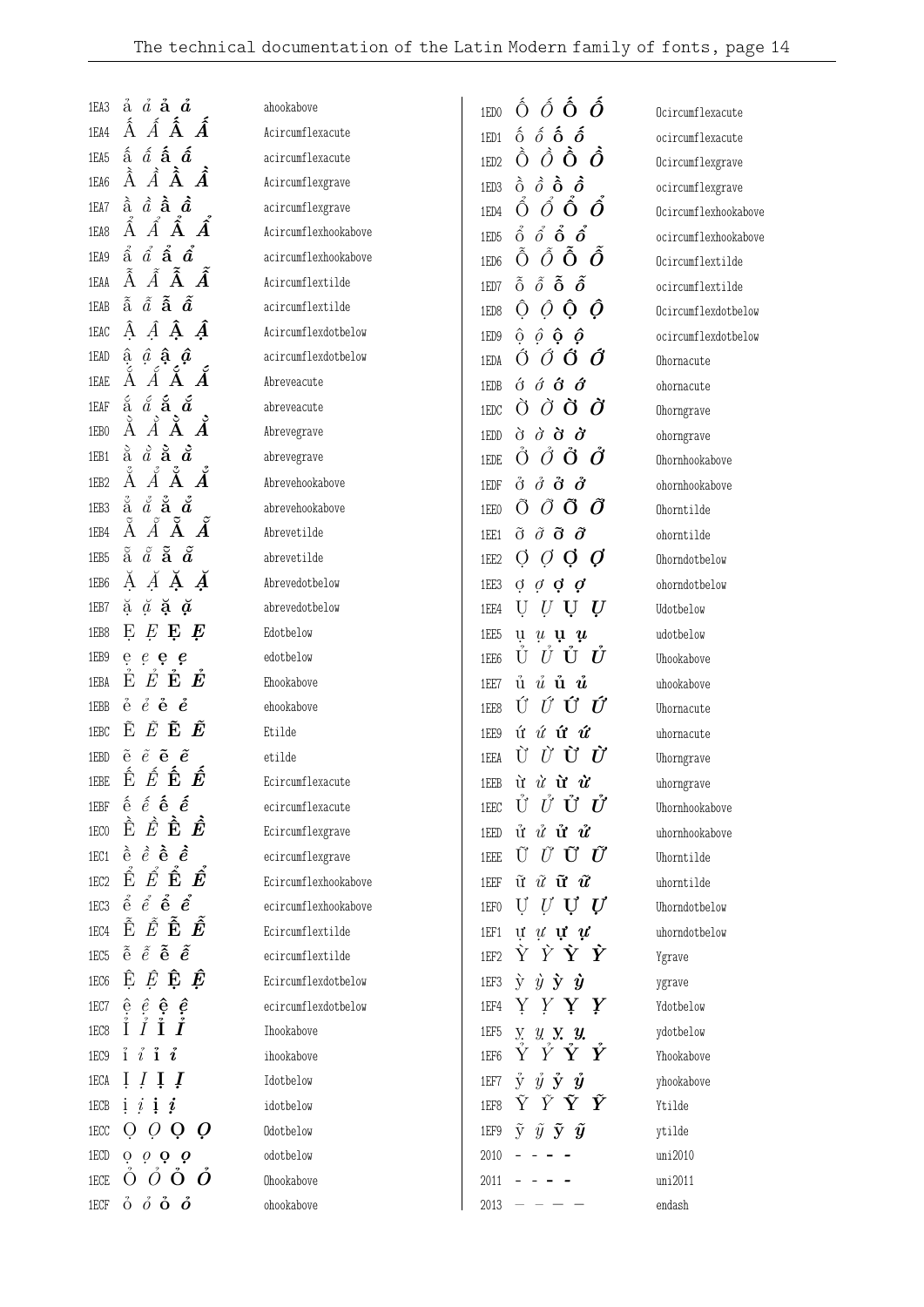| | | |
|---|---|---|
| 1EA3 | ả ả ả ả | ahookabove |
| 1EA4 | Ấ Ấ Ấ Ấ | Acircumflexacute |
| 1EA5 | ấ ấ ấ ấ | acircumflexacute |
| 1EA6 | Ầ Ầ Ầ Ầ | Acircumflexgrave |
| 1EA7 | ầ ầ ầ ầ | acircumflexgrave |
| 1EA8 | Ẩ Ẩ Ẩ Ẩ | Acircumflexhookabove |
| 1EA9 | ẩ ẩ ẩ ẩ | acircumflexhookabove |
| 1EAA | Ẫ Ẫ Ẫ Ẫ | Acircumflextilde |
| 1EAB | ẫ ẫ ẫ ẫ | acircumflextilde |
| 1EAC | Ậ Ậ Ậ Ậ | Acircumflexdotbelow |
| 1EAD | ậ ậ ậ ậ | acircumflexdotbelow |
| 1EAE | Ắ Ắ Ắ Ắ | Abreveacute |
| 1EAF | ắ ắ ắ ắ | abreveacute |
| 1EB0 | Ằ Ằ Ằ Ằ | Abrevegrave |
| 1EB1 | ằ ằ ằ ằ | abrevegrave |
| 1EB2 | Ẳ Ẳ Ẳ Ẳ | Abrevehookabove |
| 1EB3 | ẳ ẳ ẳ ẳ | abrevehookabove |
| 1EB4 | Ẵ Ẵ Ẵ Ẵ | Abrevetilde |
| 1EB5 | ẵ ẵ ẵ ẵ | abrevetilde |
| 1EB6 | Ặ Ặ Ặ Ặ | Abrevedotbelow |
| 1EB7 | ặ ặ ặ ặ | abrevedotbelow |
| 1EB8 | Ẹ Ẹ Ẹ Ẹ | Edotbelow |
| 1EB9 | ẹ ẹ ẹ ẹ | edotbelow |
| 1EBA | Ẻ Ẻ Ẻ Ẻ | Ehookabove |
| 1EBB | ẻ ẻ ẻ ẻ | ehookabove |
| 1EBC | Ẽ Ẽ Ẽ Ẽ | Etilde |
| 1EBD | ẽ ẽ ẽ ẽ | etilde |
| 1EBE | Ế Ế Ế Ế | Ecircumflexacute |
| 1EBF | ế ế ế ế | ecircumflexacute |
| 1EC0 | Ề Ề Ề Ề | Ecircumflexgrave |
| 1EC1 | ề ề ề ề | ecircumflexgrave |
| 1EC2 | Ể Ể Ể Ể | Ecircumflexhookabove |
| 1EC3 | ể ể ể ể | ecircumflexhookabove |
| 1EC4 | Ễ Ễ Ễ Ễ | Ecircumflextilde |
| 1EC5 | ễ ễ ễ ễ | ecircumflextilde |
| 1EC6 | Ệ Ệ Ệ Ệ | Ecircumflexdotbelow |
| 1EC7 | ệ ệ ệ ệ | ecircumflexdotbelow |
| 1EC8 | Ỉ Ỉ Ỉ Ỉ | Ihookabove |
| 1EC9 | ỉ ỉ ỉ ỉ | ihookabove |
| 1ECA | Ị Ị Ị Ị | Idotbelow |
| 1ECB | ị ị ị ị | idotbelow |
| 1ECC | Ọ Ọ Ọ Ọ | Odotbelow |
| 1ECD | ọ ọ ọ ọ | odotbelow |
| 1ECE | Ỏ Ỏ Ỏ Ỏ | Ohookabove |
| 1ECF | ỏ ỏ ỏ ỏ | ohookabove |
| 1ED0 | Ố Ố Ố Ố | Ocircumflexacute |
| 1ED1 | ố ố ố ố | ocircumflexacute |
| 1ED2 | Ồ Ồ Ồ Ồ | Ocircumflexgrave |
| 1ED3 | ồ ồ ồ ồ | ocircumflexgrave |
| 1ED4 | Ổ Ổ Ổ Ổ | Ocircumflexhookabove |
| 1ED5 | ổ ổ ổ ổ | ocircumflexhookabove |
| 1ED6 | Ỗ Ỗ Ỗ Ỗ | Ocircumflextilde |
| 1ED7 | ỗ ỗ ỗ ỗ | ocircumflextilde |
| 1ED8 | Ộ Ộ Ộ Ộ | Ocircumflexdotbelow |
| 1ED9 | ộ ộ ộ ộ | ocircumflexdotbelow |
| 1EDA | Ớ Ớ Ớ Ớ | Ohornacute |
| 1EDB | ớ ớ ớ ớ | ohornacute |
| 1EDC | Ờ Ờ Ờ Ờ | Ohorngrave |
| 1EDD | ờ ờ ờ ờ | ohorngrave |
| 1EDE | Ở Ở Ở Ở | Ohornhookabove |
| 1EDF | ở ở ở ở | ohornhookabove |
| 1EE0 | Ỡ Ỡ Ỡ Ỡ | Ohorntilde |
| 1EE1 | ỡ ỡ ỡ ỡ | ohorntilde |
| 1EE2 | Ợ Ợ Ợ Ợ | Ohorndotbelow |
| 1EE3 | ợ ợ ợ ợ | ohorndotbelow |
| 1EE4 | Ụ Ụ Ụ Ụ | Udotbelow |
| 1EE5 | ụ ụ ụ ụ | udotbelow |
| 1EE6 | Ủ Ủ Ủ Ủ | Uhookabove |
| 1EE7 | ủ ủ ủ ủ | uhookabove |
| 1EE8 | Ứ Ứ Ứ Ứ | Uhornacute |
| 1EE9 | ứ ứ ứ ứ | uhornacute |
| 1EEA | Ừ Ừ Ừ Ừ | Uhorngrave |
| 1EEB | ừ ừ ừ ừ | uhorngrave |
| 1EEC | Ử Ử Ử Ử | Uhornhookabove |
| 1EED | ử ử ử ử | uhornhookabove |
| 1EEE | Ữ Ữ Ữ Ữ | Uhorntilde |
| 1EEF | ữ ữ ữ ữ | uhorntilde |
| 1EF0 | Ự Ự Ự Ự | Uhorndotbelow |
| 1EF1 | ự ự ự ự | uhorndotbelow |
| 1EF2 | Ỳ Ỳ Ỳ Ỳ | Ygrave |
| 1EF3 | ỳ ỳ ỳ ỳ | ygrave |
| 1EF4 | Ỵ Ỵ Ỵ Ỵ | Ydotbelow |
| 1EF5 | ỵ ỵ ỵ ỵ | ydotbelow |
| 1EF6 | Ỷ Ỷ Ỷ Ỷ | Yhookabove |
| 1EF7 | ỷ ỷ ỷ ỷ | yhookabove |
| 1EF8 | Ỹ Ỹ Ỹ Ỹ | Ytilde |
| 1EF9 | ỹ ỹ ỹ ỹ | ytilde |
| 2010 | ‐ ‐ ‐ ‐ | uni2010 |
| 2011 | ‑ ‑ ‑ ‑ | uni2011 |
| 2013 | – – – – | endash |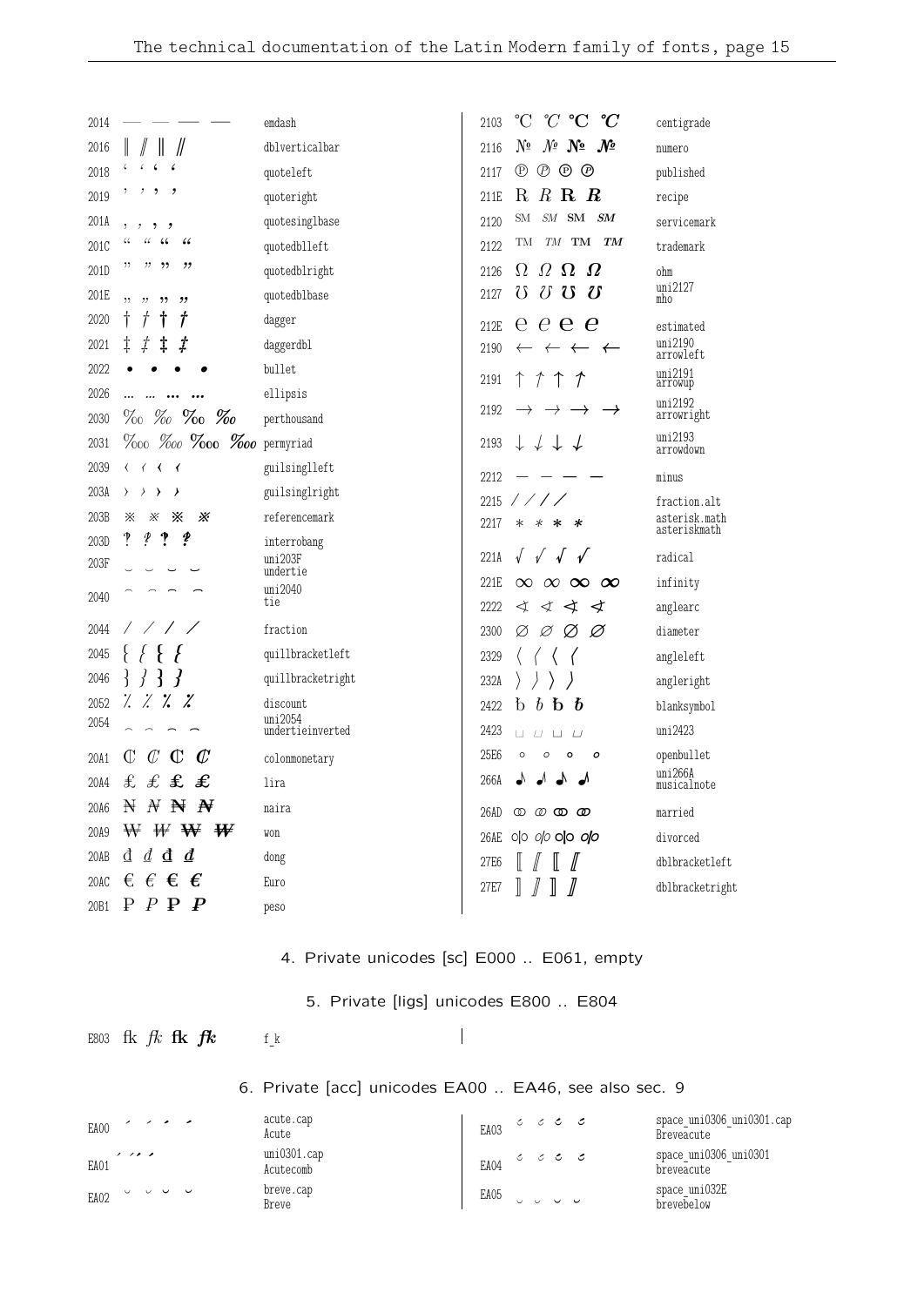| Code | Glyphs | Name |
|---|---|---|
| 2014 | — — — — | emdash |
| 2016 | ‖ ‖ ‖ ‖ | dblverticalbar |
| 2018 | ‘ ‘ ‘ ‘ | quoteleft |
| 2019 | ’ ’ ’ ’ | quoteright |
| 201A | ‚ ‚ ‚ ‚ | quotesinglbase |
| 201C | “ “ “ “ | quotedblleft |
| 201D | ” ” ” ” | quotedblright |
| 201E | „ „ „ „ | quotedblbase |
| 2020 | † † † † | dagger |
| 2021 | ‡ ‡ ‡ ‡ | daggerdbl |
| 2022 | • • • • | bullet |
| 2026 | … … … … | ellipsis |
| 2030 | ‰ ‰ ‰ ‰ | perthousand |
| 2031 | ‱ ‱ ‱ ‱ | permyriad |
| 2039 | ‹ ‹ ‹ ‹ | guilsinglleft |
| 203A | › › › › | guilsinglright |
| 203B | ※ ※ ※ ※ | referencemark |
| 203D | ‽ ‽ ‽ ‽ | interrobang |
| 203F | ‿ ‿ ‿ ‿ | uni203F undertie |
| 2040 | ⁀ ⁀ ⁀ ⁀ | uni2040 tie |
| 2044 | ⁄ ⁄ ⁄ ⁄ | fraction |
| 2045 | ⁅ ⁅ ⁅ ⁅ | quillbracketleft |
| 2046 | ⁆ ⁆ ⁆ ⁆ | quillbracketright |
| 2052 | ⁒ ⁒ ⁒ ⁒ | discount |
| 2054 | ⁔ ⁔ ⁔ ⁔ | uni2054 undertieinverted |
| 20A1 | ₡ ₡ ₡ ₡ | colonmonetary |
| 20A4 | ₤ ₤ ₤ ₤ | lira |
| 20A6 | ₦ ₦ ₦ ₦ | naira |
| 20A9 | ₩ ₩ ₩ ₩ | won |
| 20AB | ₫ ₫ ₫ ₫ | dong |
| 20AC | € € € € | Euro |
| 20B1 | ₱ ₱ ₱ ₱ | peso |
| 2103 | ℃ ℃ ℃ ℃ | centigrade |
| 2116 | № № № № | numero |
| 2117 | ℗ ℗ ℗ ℗ | published |
| 211E | ℞ ℞ ℞ ℞ | recipe |
| 2120 | ℠ ℠ ℠ ℠ | servicemark |
| 2122 | ™ ™ ™ ™ | trademark |
| 2126 | Ω Ω Ω Ω | ohm |
| 2127 | ℧ ℧ ℧ ℧ | uni2127 mho |
| 212E | ℮ ℮ ℮ ℮ | estimated |
| 2190 | ← ← ← ← | uni2190 arrowleft |
| 2191 | ↑ ↑ ↑ ↑ | uni2191 arrowup |
| 2192 | → → → → | uni2192 arrowright |
| 2193 | ↓ ↓ ↓ ↓ | uni2193 arrowdown |
| 2212 | − − − − | minus |
| 2215 | ∕ ∕ ∕ ∕ | fraction.alt |
| 2217 | ∗ ∗ ∗ ∗ | asterisk.math asteriskmath |
| 221A | √ √ √ √ | radical |
| 221E | ∞ ∞ ∞ ∞ | infinity |
| 2222 | ∢ ∢ ∢ ∢ | anglearc |
| 2300 | ⌀ ⌀ ⌀ ⌀ | diameter |
| 2329 | 〈 〈 〈 〈 | angleleft |
| 232A | 〉 〉 〉 〉 | angleright |
| 2422 | ␢ ␢ ␢ ␢ | blanksymbol |
| 2423 | ␣ ␣ ␣ ␣ | uni2423 |
| 25E6 | ◦ ◦ ◦ ◦ | openbullet |
| 266A | ♪ ♪ ♪ ♪ | uni266A musicalnote |
| 26AD | ⚭ ⚭ ⚭ ⚭ | married |
| 26AE | ⚮ ⚮ ⚮ ⚮ | divorced |
| 27E6 | ⟦ ⟦ ⟦ ⟦ | dblbracketleft |
| 27E7 | ⟧ ⟧ ⟧ ⟧ | dblbracketright |

4. Private unicodes [sc] E000 .. E061, empty

5. Private [ligs] unicodes E800 .. E804

| Code | Glyphs | Name |
|---|---|---|
| E803 | fk fk fk fk | f_k |

6. Private [acc] unicodes EA00 .. EA46, see also sec. 9

| Code | Glyphs | Name |
|---|---|---|
| EA00 | ´ ´ ´ ´ | acute.cap Acute |
| EA01 | ´ ´ ´ ´ | uni0301.cap Acutecomb |
| EA02 | ˘ ˘ ˘ ˘ | breve.cap Breve |
| EA03 | ˘́ ˘́ ˘́ ˘́ | space_uni0306_uni0301.cap Breveacute |
| EA04 | ˘́ ˘́ ˘́ ˘́ | space_uni0306_uni0301 breveacute |
| EA05 | ̮ ̮ ̮ ̮ | space_uni032E brevebelow |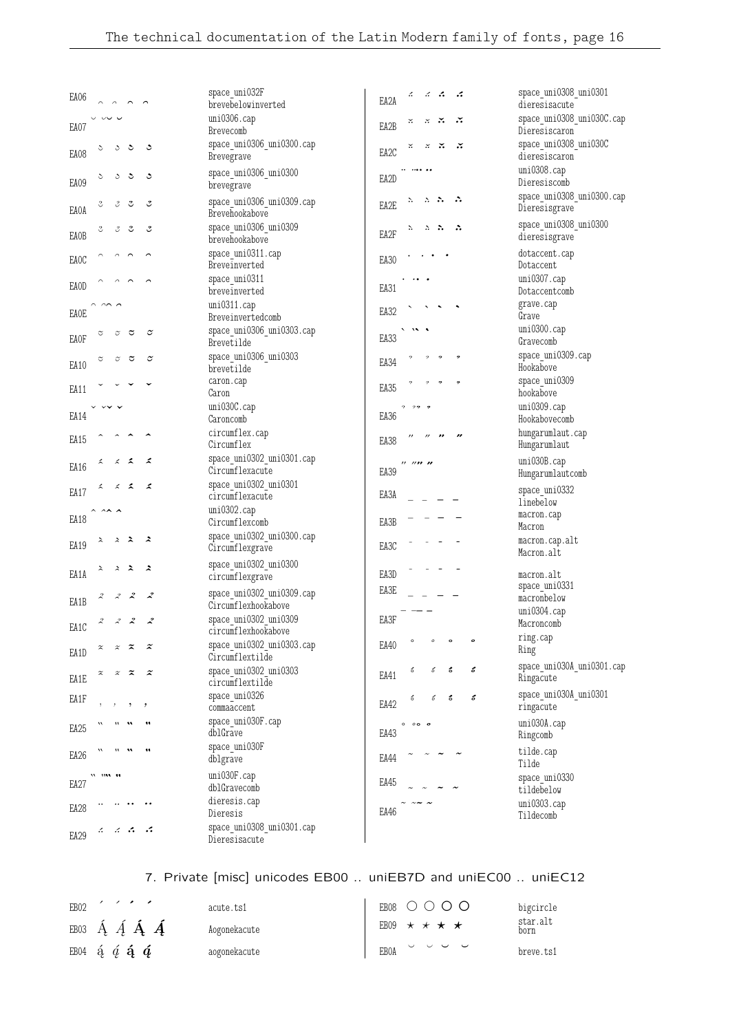| Code | Glyph names |
|---|---|
| EA06 | space_uni032F brevebelowinverted |
| EA07 | uni0306.cap Brevecomb |
| EA08 | space_uni0306_uni0300.cap Brevegrave |
| EA09 | space_uni0306_uni0300 brevegrave |
| EA0A | space_uni0306_uni0309.cap Brevehookabove |
| EA0B | space_uni0306_uni0309 brevehookabove |
| EA0C | space_uni0311.cap Breveinverted |
| EA0D | space_uni0311 breveinverted |
| EA0E | uni0311.cap Breveinvertedcomb |
| EA0F | space_uni0306_uni0303.cap Brevetilde |
| EA10 | space_uni0306_uni0303 brevetilde |
| EA11 | caron.cap Caron |
| EA14 | uni030C.cap Caroncomb |
| EA15 | circumflex.cap Circumflex |
| EA16 | space_uni0302_uni0301.cap Circumflexacute |
| EA17 | space_uni0302_uni0301 circumflexacute |
| EA18 | uni0302.cap Circumflexcomb |
| EA19 | space_uni0302_uni0300.cap Circumflexgrave |
| EA1A | space_uni0302_uni0300 circumflexgrave |
| EA1B | space_uni0302_uni0309.cap Circumflexhookabove |
| EA1C | space_uni0302_uni0309 circumflexhookabove |
| EA1D | space_uni0302_uni0303.cap Circumflextilde |
| EA1E | space_uni0302_uni0303 circumflextilde |
| EA1F | space_uni0326 commaaccent |
| EA25 | space_uni030F.cap dblGrave |
| EA26 | space_uni030F dblgrave |
| EA27 | uni030F.cap dblGravecomb |
| EA28 | dieresis.cap Dieresis |
| EA29 | space_uni0308_uni0301.cap Dieresisacute |
| EA2A | space_uni0308_uni0301 dieresisacute |
| EA2B | space_uni0308_uni030C.cap Dieresiscaron |
| EA2C | space_uni0308_uni030C dieresiscaron |
| EA2D | uni0308.cap Dieresiscomb |
| EA2E | space_uni0308_uni0300.cap Dieresisgrave |
| EA2F | space_uni0308_uni0300 dieresisgrave |
| EA30 | dotaccent.cap Dotaccent |
| EA31 | uni0307.cap Dotaccentcomb |
| EA32 | grave.cap Grave |
| EA33 | uni0300.cap Gravecomb |
| EA34 | space_uni0309.cap Hookabove |
| EA35 | space_uni0309 hookabove |
| EA36 | uni0309.cap Hookabovecomb |
| EA38 | hungarumlaut.cap Hungarumlaut |
| EA39 | uni030B.cap Hungarumlautcomb |
| EA3A | space_uni0332 linebelow |
| EA3B | macron.cap Macron |
| EA3C | macron.cap.alt Macron.alt |
| EA3D | macron.alt |
| EA3E | space_uni0331 macronbelow |
| EA3F | uni0304.cap Macroncomb |
| EA40 | ring.cap Ring |
| EA41 | space_uni030A_uni0301.cap Ringacute |
| EA42 | space_uni030A_uni0301 ringacute |
| EA43 | uni030A.cap Ringcomb |
| EA44 | tilde.cap Tilde |
| EA45 | space_uni0330 tildebelow |
| EA46 | uni0303.cap Tildecomb |

## 7. Private [misc] unicodes EB00 .. uniEB7D and uniEC00 .. uniEC12

| Code | Glyph | Glyph names |
|---|---|---|
| EB02 | ´ | acute.ts1 |
| EB03 | Ą́ | Aogonekacute |
| EB04 | ą́ | aogonekacute |
| EB08 | ○ | bigcircle |
| EB09 | ★ | star.alt born |
| EB0A | ˘ | breve.ts1 |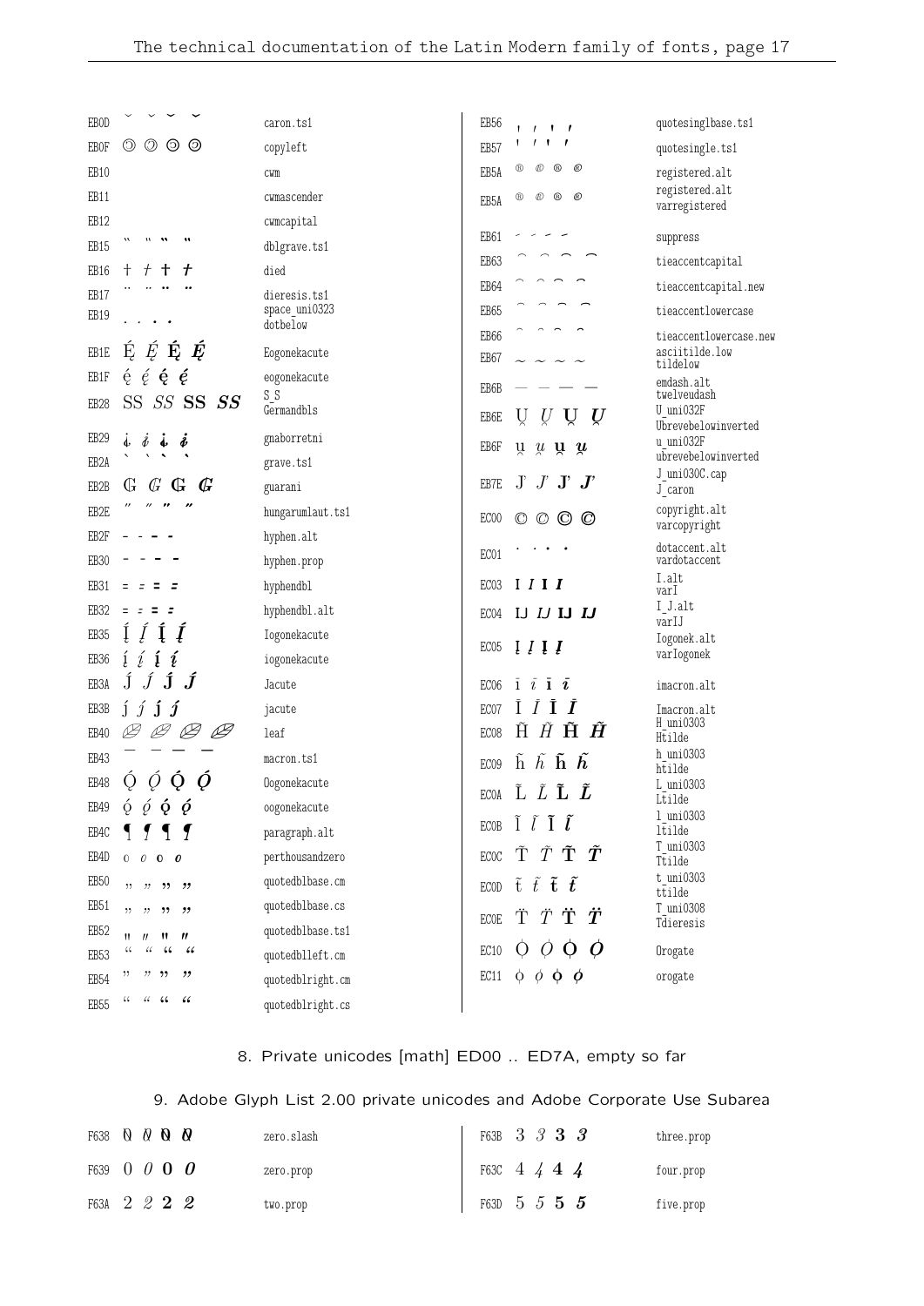| Code | Glyphs | Name |
|---|---|---|
| EB0D | ˘ ˘ ˘ ˘ | caron.ts1 |
| EB0F | 🄯 🄯 🄯 🄯 | copyleft |
| EB10 | | cwm |
| EB11 | | cwmascender |
| EB12 | | cwmcapital |
| EB15 | ˵ ˵ ˵ ˵ | dblgrave.ts1 |
| EB16 | † † † † | died |
| EB17 | ¨ ¨ ¨ ¨ | dieresis.ts1 |
| EB19 | . . . . | space_uni0323 dotbelow |
| EB1E | Ę́ Ę́ Ę́ Ę́ | Eogonekacute |
| EB1F | ę́ ę́ ę́ ę́ | eogonekacute |
| EB28 | SS SS SS SS | S_S Germandbls |
| EB29 | | gnaborretni |
| EB2A | ` ` ` ` | grave.ts1 |
| EB2B | G G G G | guarani |
| EB2E | ˝ ˝ ˝ ˝ | hungarumlaut.ts1 |
| EB2F | - - - - | hyphen.alt |
| EB30 | - - - - | hyphen.prop |
| EB31 | = = = = | hyphendbl |
| EB32 | = = = = | hyphendbl.alt |
| EB35 | Į́ Į́ Į́ Į́ | Iogonekacute |
| EB36 | į́ į́ į́ į́ | iogonekacute |
| EB3A | J́ J́ J́ J́ | Jacute |
| EB3B | ȷ́ ȷ́ ȷ́ ȷ́ | jacute |
| EB40 | | leaf |
| EB43 | ¯ ¯ ¯ ¯ | macron.ts1 |
| EB48 | Ǫ́ Ǫ́ Ǫ́ Ǫ́ | Oogonekacute |
| EB49 | ǫ́ ǫ́ ǫ́ ǫ́ | oogonekacute |
| EB4C | ¶ ¶ ¶ ¶ | paragraph.alt |
| EB4D | o o o o | perthousandzero |
| EB50 | „ „ „ „ | quotedblbase.cm |
| EB51 | „ „ „ „ | quotedblbase.cs |
| EB52 | " " " " | quotedblbase.ts1 |
| EB53 | “ “ “ “ | quotedblleft.cm |
| EB54 | ” ” ” ” | quotedblright.cm |
| EB55 | “ “ “ “ | quotedblright.cs |
| EB56 | ' ' ' ' | quotesinglbase.ts1 |
| EB57 | ' ' ' ' | quotesingle.ts1 |
| EB5A | ® ® ® ® | registered.alt |
| EB5A | ® ® ® ® | registered.alt varregistered |
| EB61 | - - - - | suppress |
| EB63 | ⁀ ⁀ ⁀ ⁀ | tieaccentcapital |
| EB64 | ⁀ ⁀ ⁀ ⁀ | tieaccentcapital.new |
| EB65 | ⁀ ⁀ ⁀ ⁀ | tieaccentlowercase |
| EB66 | ⁀ ⁀ ⁀ ⁀ | tieaccentlowercase.new |
| EB67 | ~ ~ ~ ~ | asciitilde.low tildelow |
| EB6B | — — — — | emdash.alt twelveudash |
| EB6E | U̯ U̯ U̯ U̯ | U_uni032F Ubrevebelowinverted |
| EB6F | u̯ u̯ u̯ u̯ | u_uni032F ubrevebelowinverted |
| EB7E | J̌ J̌ J̌ J̌ | J_uni030C.cap J_caron |
| EC00 | © © © © | copyright.alt varcopyright |
| EC01 | · · · · | dotaccent.alt vardotaccent |
| EC03 | I I I I | I.alt varI |
| EC04 | IJ IJ IJ IJ | I_J.alt varIJ |
| EC05 | Į Į Į Į | Iogonek.alt varIogonek |
| EC06 | ī ī ī ī | imacron.alt |
| EC07 | Ī Ī Ī Ī | Imacron.alt |
| EC08 | H̃ H̃ H̃ H̃ | H_uni0303 Htilde |
| EC09 | h̃ h̃ h̃ h̃ | h_uni0303 htilde |
| EC0A | L̃ L̃ L̃ L̃ | L_uni0303 Ltilde |
| EC0B | l̃ l̃ l̃ l̃ | l_uni0303 ltilde |
| EC0C | T̃ T̃ T̃ T̃ | T_uni0303 Ttilde |
| EC0D | t̃ t̃ t̃ t̃ | t_uni0303 ttilde |
| EC0E | T̈ T̈ T̈ T̈ | T_uni0308 Tdieresis |
| EC10 | O̧ O̧ O̧ O̧ | Orogate |
| EC11 | o̧ o̧ o̧ o̧ | orogate |

## 8. Private unicodes [math] ED00 .. ED7A, empty so far

## 9. Adobe Glyph List 2.00 private unicodes and Adobe Corporate Use Subarea

| Code | Glyphs | Name |
|---|---|---|
| F638 | 0 0 0 0 | zero.slash |
| F639 | 0 0 0 0 | zero.prop |
| F63A | 2 2 2 2 | two.prop |
| F63B | 3 3 3 3 | three.prop |
| F63C | 4 4 4 4 | four.prop |
| F63D | 5 5 5 5 | five.prop |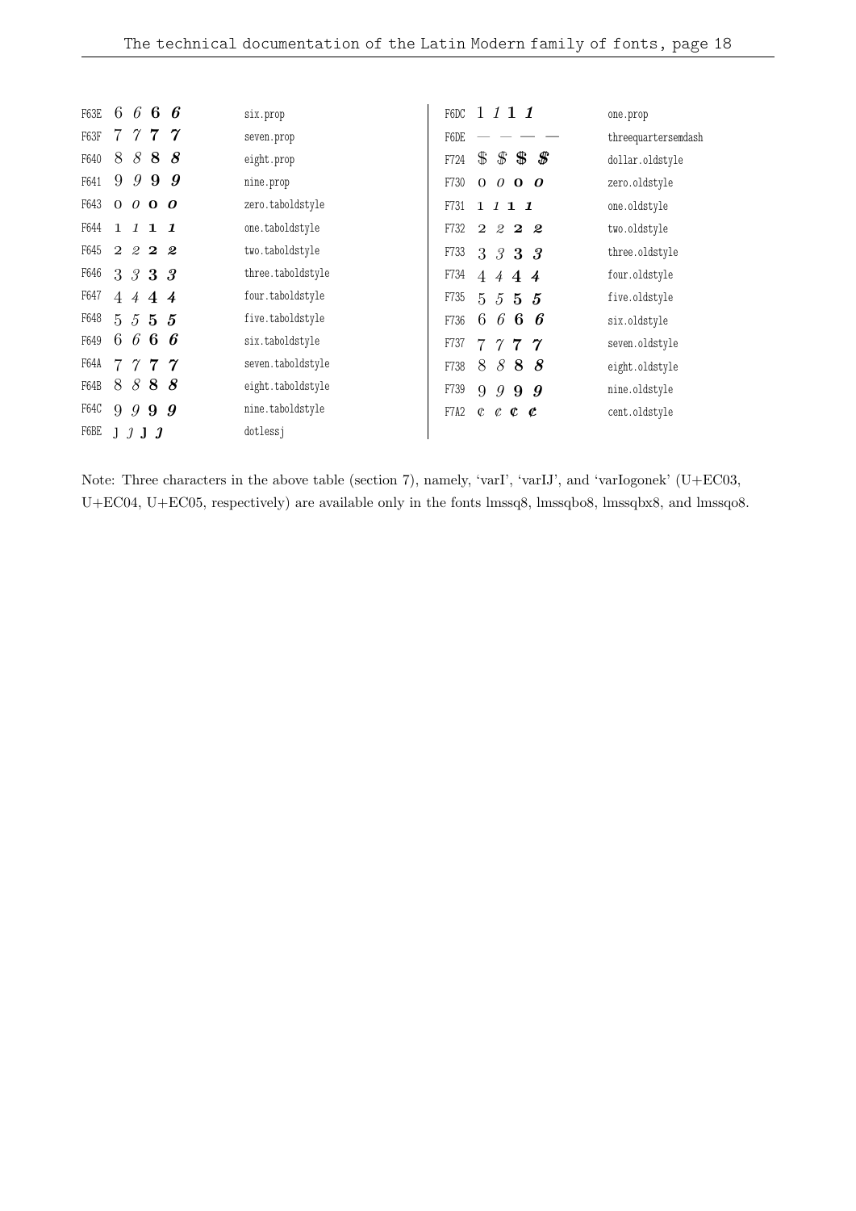| Code | Glyphs | Name |
|---|---|---|
| F63E | 6 *6* **6** ***6*** | six.prop |
| F63F | 7 *7* **7** ***7*** | seven.prop |
| F640 | 8 *8* **8** ***8*** | eight.prop |
| F641 | 9 *9* **9** ***9*** | nine.prop |
| F643 | 0 *0* **0** ***0*** | zero.taboldstyle |
| F644 | 1 *1* **1** ***1*** | one.taboldstyle |
| F645 | 2 *2* **2** ***2*** | two.taboldstyle |
| F646 | 3 *3* **3** ***3*** | three.taboldstyle |
| F647 | 4 *4* **4** ***4*** | four.taboldstyle |
| F648 | 5 *5* **5** ***5*** | five.taboldstyle |
| F649 | 6 *6* **6** ***6*** | six.taboldstyle |
| F64A | 7 *7* **7** ***7*** | seven.taboldstyle |
| F64B | 8 *8* **8** ***8*** | eight.taboldstyle |
| F64C | 9 *9* **9** ***9*** | nine.taboldstyle |
| F6BE | ȷ *ȷ* **ȷ** ***ȷ*** | dotlessj |
| F6DC | 1 *1* **1** ***1*** | one.prop |
| F6DE | — — — — | threequartersemdash |
| F724 | $ *$* **$** ***$*** | dollar.oldstyle |
| F730 | 0 *0* **0** ***0*** | zero.oldstyle |
| F731 | 1 *1* **1** ***1*** | one.oldstyle |
| F732 | 2 *2* **2** ***2*** | two.oldstyle |
| F733 | 3 *3* **3** ***3*** | three.oldstyle |
| F734 | 4 *4* **4** ***4*** | four.oldstyle |
| F735 | 5 *5* **5** ***5*** | five.oldstyle |
| F736 | 6 *6* **6** ***6*** | six.oldstyle |
| F737 | 7 *7* **7** ***7*** | seven.oldstyle |
| F738 | 8 *8* **8** ***8*** | eight.oldstyle |
| F739 | 9 *9* **9** ***9*** | nine.oldstyle |
| F7A2 | ¢ *¢* **¢** ***¢*** | cent.oldstyle |

Note: Three characters in the above table (section 7), namely, 'varI', 'varIJ', and 'varIogonek' (U+EC03, U+EC04, U+EC05, respectively) are available only in the fonts lmssq8, lmssqbo8, lmssqbx8, and lmssqo8.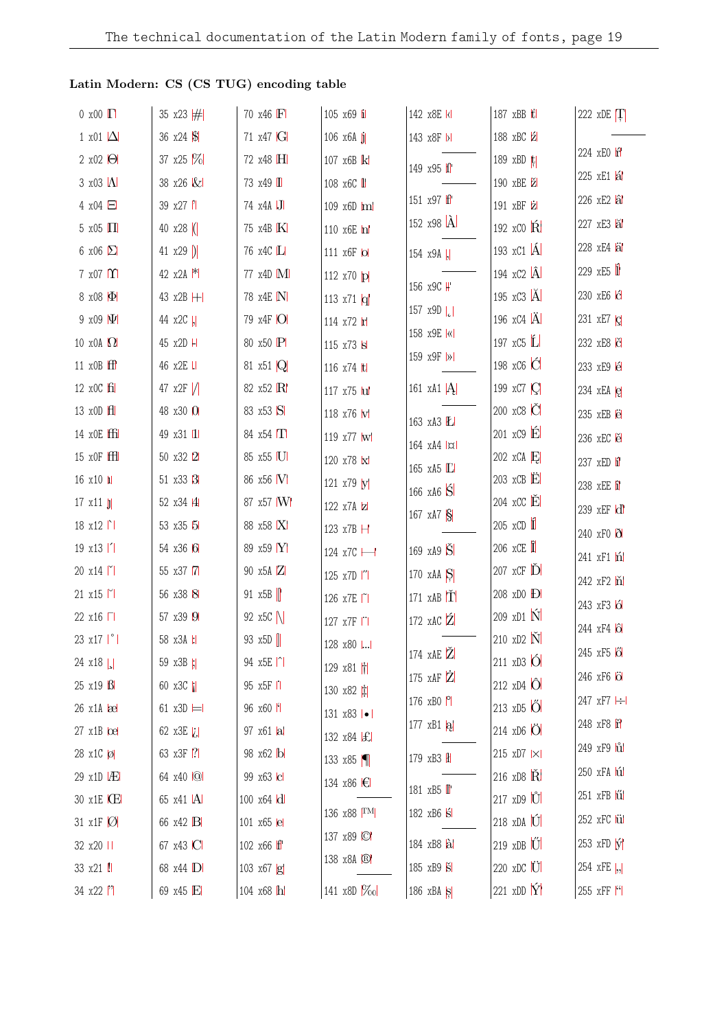### Latin Modern: CS (CS TUG) encoding table

| | | | | | | |
|---|---|---|---|---|---|---|
| 0 x00 Γ | 35 x23 # | 70 x46 F | 105 x69 i | 142 x8E ‹ | 187 xBB ť | 222 xDE Ţ |
| 1 x01 ∆ | 36 x24 $ | 71 x47 G | 106 x6A j | 143 x8F › | 188 xBC ź | 224 xE0 ŕ |
| 2 x02 Θ | 37 x25 % | 72 x48 H | 107 x6B k | 149 x95 ff | 189 xBD ţ | 225 xE1 á |
| 3 x03 Λ | 38 x26 & | 73 x49 I | 108 x6C l | 151 x97 ff | 190 xBE ž | 226 xE2 â |
| 4 x04 Ξ | 39 x27 ' | 74 x4A J | 109 x6D m | 152 x98 À | 191 xBF ż | 227 xE3 ă |
| 5 x05 Π | 40 x28 ( | 75 x4B K | 110 x6E n | 154 x9A ‚ | 192 xC0 Ŕ | 228 xE4 ä |
| 6 x06 Σ | 41 x29 ) | 76 x4C L | 111 x6F o | 156 x9C ‡ | 193 xC1 Á | 229 xE5 ĺ |
| 7 x07 Υ | 42 x2A * | 77 x4D M | 112 x70 p | 157 x9D ˛ | 194 xC2 Â | 230 xE6 ć |
| 8 x08 Φ | 43 x2B + | 78 x4E N | 113 x71 q | 158 x9E « | 195 xC3 Ă | 231 xE7 ç |
| 9 x09 Ψ | 44 x2C , | 79 x4F O | 114 x72 r | 159 x9F » | 196 xC4 Ä | 232 xE8 č |
| 10 x0A Ω | 45 x2D - | 80 x50 P | 115 x73 s | 161 xA1 Ą | 197 xC5 Ĺ | 233 xE9 é |
| 11 x0B ff | 46 x2E . | 81 x51 Q | 116 x74 t | 163 xA3 Ł | 198 xC6 Ć | 234 xEA ę |
| 12 x0C fi | 47 x2F / | 82 x52 R | 117 x75 u | 164 xA4 ¤ | 199 xC7 Ç | 235 xEB ë |
| 13 x0D fl | 48 x30 0 | 83 x53 S | 118 x76 v | 165 xA5 Ľ | 200 xC8 Č | 236 xEC ě |
| 14 x0E ffi | 49 x31 1 | 84 x54 T | 119 x77 w | 166 xA6 Ś | 201 xC9 É | 237 xED í |
| 15 x0F ffl | 50 x32 2 | 85 x55 U | 120 x78 x | 167 xA7 § | 202 xCA Ę | 238 xEE î |
| 16 x10 ı | 51 x33 3 | 86 x56 V | 121 x79 y | 169 xA9 Š | 203 xCB Ë | 239 xEF ď |
| 17 x11 ȷ | 52 x34 4 | 87 x57 W | 122 x7A z | 170 xAA Ş | 204 xCC Ě | 240 xF0 đ |
| 18 x12 ` | 53 x35 5 | 88 x58 X | 123 x7B – | 171 xAB Ť | 205 xCD Í | 241 xF1 ń |
| 19 x13 ´ | 54 x36 6 | 89 x59 Y | 124 x7C — | 172 xAC Ź | 206 xCE Î | 242 xF2 ň |
| 20 x14 ˇ | 55 x37 7 | 90 x5A Z | 125 x7D ˝ | 174 xAE Ž | 207 xCF Ď | 243 xF3 ó |
| 21 x15 ˘ | 56 x38 8 | 91 x5B [ | 126 x7E ˜ | 175 xAF Ż | 208 xD0 Đ | 244 xF4 ô |
| 22 x16 ¯ | 57 x39 9 | 92 x5C \ | 127 x7F ¨ | 176 xB0 ˚ | 209 xD1 Ń | 245 xF5 ő |
| 23 x17 ˚ | 58 x3A : | 93 x5D ] | 128 x80 … | 177 xB1 ą | 210 xD2 Ň | 246 xF6 ö |
| 24 x18 ¸ | 59 x3B ; | 94 x5E ˆ | 129 x81 † | 179 xB3 ł | 211 xD3 Ó | 247 xF7 ÷ |
| 25 x19 ß | 60 x3C ¡ | 95 x5F ˙ | 130 x82 ‡ | 181 xB5 ľ | 212 xD4 Ô | 248 xF8 ř |
| 26 x1A æ | 61 x3D = | 96 x60 ' | 131 x83 • | 182 xB6 ś | 213 xD5 Ő | 249 xF9 ů |
| 27 x1B œ | 62 x3E ¿ | 97 x61 a | 132 x84 £ | 184 xB8 à | 214 xD6 Ö | 250 xFA ú |
| 28 x1C ø | 63 x3F ? | 98 x62 b | 133 x85 ¶ | 185 xB9 š | 215 xD7 × | 251 xFB ű |
| 29 x1D Æ | 64 x40 @ | 99 x63 c | 134 x86 € | 186 xBA ş | 216 xD8 Ř | 252 xFC ü |
| 30 x1E Œ | 65 x41 A | 100 x64 d | 136 x88 ™ | | 217 xD9 Ů | 253 xFD ý |
| 31 x1F Ø | 66 x42 B | 101 x65 e | 137 x89 © | | 218 xDA Ú | 254 xFE „ |
| 32 x20 | 67 x43 C | 102 x66 f | 138 x8A ® | | 219 xDB Ű | 255 xFF " |
| 33 x21 ! | 68 x44 D | 103 x67 g | 141 x8D ‰ | | 220 xDC Ü | |
| 34 x22 " | 69 x45 E | 104 x68 h | | | 221 xDD Ý | |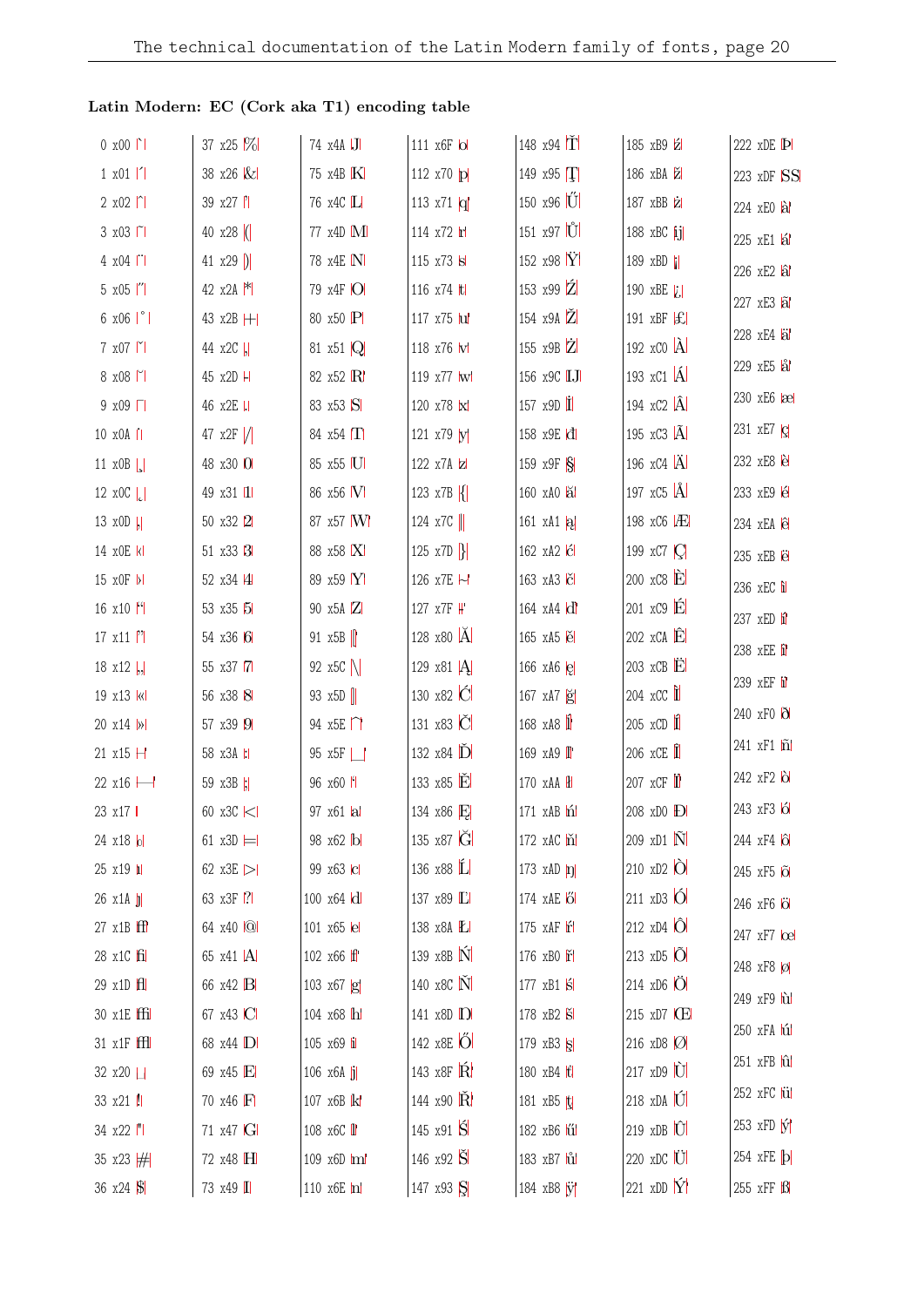**Latin Modern: EC (Cork aka T1) encoding table**

| Dec | Hex | Glyph |
|---|---|---|
| 0 | x00 | ` |
| 1 | x01 | ´ |
| 2 | x02 | ˆ |
| 3 | x03 | ˜ |
| 4 | x04 | ¨ |
| 5 | x05 | ˝ |
| 6 | x06 | ˚ |
| 7 | x07 | ˇ |
| 8 | x08 | ˘ |
| 9 | x09 | ¯ |
| 10 | x0A | ˙ |
| 11 | x0B | ¸ |
| 12 | x0C | ˛ |
| 13 | x0D | ‚ |
| 14 | x0E | ‹ |
| 15 | x0F | › |
| 16 | x10 | “ |
| 17 | x11 | ” |
| 18 | x12 | „ |
| 19 | x13 | « |
| 20 | x14 | » |
| 21 | x15 | – |
| 22 | x16 | — |
| 23 | x17 | |
| 24 | x18 | ₀ |
| 25 | x19 | ı |
| 26 | x1A | ȷ |
| 27 | x1B | ff |
| 28 | x1C | fi |
| 29 | x1D | fl |
| 30 | x1E | ffi |
| 31 | x1F | ffl |
| 32 | x20 | ␣ |
| 33 | x21 | ! |
| 34 | x22 | " |
| 35 | x23 | # |
| 36 | x24 | $ |
| 37 | x25 | % |
| 38 | x26 | & |
| 39 | x27 | ’ |
| 40 | x28 | ( |
| 41 | x29 | ) |
| 42 | x2A | * |
| 43 | x2B | + |
| 44 | x2C | , |
| 45 | x2D | - |
| 46 | x2E | . |
| 47 | x2F | / |
| 48 | x30 | 0 |
| 49 | x31 | 1 |
| 50 | x32 | 2 |
| 51 | x33 | 3 |
| 52 | x34 | 4 |
| 53 | x35 | 5 |
| 54 | x36 | 6 |
| 55 | x37 | 7 |
| 56 | x38 | 8 |
| 57 | x39 | 9 |
| 58 | x3A | : |
| 59 | x3B | ; |
| 60 | x3C | < |
| 61 | x3D | = |
| 62 | x3E | > |
| 63 | x3F | ? |
| 64 | x40 | @ |
| 65 | x41 | A |
| 66 | x42 | B |
| 67 | x43 | C |
| 68 | x44 | D |
| 69 | x45 | E |
| 70 | x46 | F |
| 71 | x47 | G |
| 72 | x48 | H |
| 73 | x49 | I |
| 74 | x4A | J |
| 75 | x4B | K |
| 76 | x4C | L |
| 77 | x4D | M |
| 78 | x4E | N |
| 79 | x4F | O |
| 80 | x50 | P |
| 81 | x51 | Q |
| 82 | x52 | R |
| 83 | x53 | S |
| 84 | x54 | T |
| 85 | x55 | U |
| 86 | x56 | V |
| 87 | x57 | W |
| 88 | x58 | X |
| 89 | x59 | Y |
| 90 | x5A | Z |
| 91 | x5B | [ |
| 92 | x5C | \ |
| 93 | x5D | ] |
| 94 | x5E | ^ |
| 95 | x5F | _ |
| 96 | x60 | ‘ |
| 97 | x61 | a |
| 98 | x62 | b |
| 99 | x63 | c |
| 100 | x64 | d |
| 101 | x65 | e |
| 102 | x66 | f |
| 103 | x67 | g |
| 104 | x68 | h |
| 105 | x69 | i |
| 106 | x6A | j |
| 107 | x6B | k |
| 108 | x6C | l |
| 109 | x6D | m |
| 110 | x6E | n |
| 111 | x6F | o |
| 112 | x70 | p |
| 113 | x71 | q |
| 114 | x72 | r |
| 115 | x73 | s |
| 116 | x74 | t |
| 117 | x75 | u |
| 118 | x76 | v |
| 119 | x77 | w |
| 120 | x78 | x |
| 121 | x79 | y |
| 122 | x7A | z |
| 123 | x7B | { |
| 124 | x7C | \| |
| 125 | x7D | } |
| 126 | x7E | ~ |
| 127 | x7F | - |
| 128 | x80 | Ă |
| 129 | x81 | Ą |
| 130 | x82 | Ć |
| 131 | x83 | Č |
| 132 | x84 | Ď |
| 133 | x85 | Ě |
| 134 | x86 | Ę |
| 135 | x87 | Ğ |
| 136 | x88 | Ĺ |
| 137 | x89 | Ľ |
| 138 | x8A | Ł |
| 139 | x8B | Ń |
| 140 | x8C | Ň |
| 141 | x8D | Ŋ |
| 142 | x8E | Ő |
| 143 | x8F | Ŕ |
| 144 | x90 | Ř |
| 145 | x91 | Ś |
| 146 | x92 | Š |
| 147 | x93 | Ş |
| 148 | x94 | Ť |
| 149 | x95 | Ţ |
| 150 | x96 | Ű |
| 151 | x97 | Ů |
| 152 | x98 | Ÿ |
| 153 | x99 | Ź |
| 154 | x9A | Ž |
| 155 | x9B | Ż |
| 156 | x9C | Ĳ |
| 157 | x9D | İ |
| 158 | x9E | đ |
| 159 | x9F | § |
| 160 | xA0 | ă |
| 161 | xA1 | ą |
| 162 | xA2 | ć |
| 163 | xA3 | č |
| 164 | xA4 | ď |
| 165 | xA5 | ě |
| 166 | xA6 | ę |
| 167 | xA7 | ğ |
| 168 | xA8 | ĺ |
| 169 | xA9 | ľ |
| 170 | xAA | ł |
| 171 | xAB | ń |
| 172 | xAC | ň |
| 173 | xAD | ŋ |
| 174 | xAE | ő |
| 175 | xAF | ŕ |
| 176 | xB0 | ř |
| 177 | xB1 | ś |
| 178 | xB2 | š |
| 179 | xB3 | ş |
| 180 | xB4 | ť |
| 181 | xB5 | ţ |
| 182 | xB6 | ű |
| 183 | xB7 | ů |
| 184 | xB8 | ÿ |
| 185 | xB9 | ź |
| 186 | xBA | ž |
| 187 | xBB | ż |
| 188 | xBC | ĳ |
| 189 | xBD | ¡ |
| 190 | xBE | ¿ |
| 191 | xBF | £ |
| 192 | xC0 | À |
| 193 | xC1 | Á |
| 194 | xC2 | Â |
| 195 | xC3 | Ã |
| 196 | xC4 | Ä |
| 197 | xC5 | Å |
| 198 | xC6 | Æ |
| 199 | xC7 | Ç |
| 200 | xC8 | È |
| 201 | xC9 | É |
| 202 | xCA | Ê |
| 203 | xCB | Ë |
| 204 | xCC | Ì |
| 205 | xCD | Í |
| 206 | xCE | Î |
| 207 | xCF | Ï |
| 208 | xD0 | Ð |
| 209 | xD1 | Ñ |
| 210 | xD2 | Ò |
| 211 | xD3 | Ó |
| 212 | xD4 | Ô |
| 213 | xD5 | Õ |
| 214 | xD6 | Ö |
| 215 | xD7 | Œ |
| 216 | xD8 | Ø |
| 217 | xD9 | Ù |
| 218 | xDA | Ú |
| 219 | xDB | Û |
| 220 | xDC | Ü |
| 221 | xDD | Ý |
| 222 | xDE | Þ |
| 223 | xDF | SS |
| 224 | xE0 | à |
| 225 | xE1 | á |
| 226 | xE2 | â |
| 227 | xE3 | ã |
| 228 | xE4 | ä |
| 229 | xE5 | å |
| 230 | xE6 | æ |
| 231 | xE7 | ç |
| 232 | xE8 | è |
| 233 | xE9 | é |
| 234 | xEA | ê |
| 235 | xEB | ë |
| 236 | xEC | ì |
| 237 | xED | í |
| 238 | xEE | î |
| 239 | xEF | ï |
| 240 | xF0 | ð |
| 241 | xF1 | ñ |
| 242 | xF2 | ò |
| 243 | xF3 | ó |
| 244 | xF4 | ô |
| 245 | xF5 | õ |
| 246 | xF6 | ö |
| 247 | xF7 | œ |
| 248 | xF8 | ø |
| 249 | xF9 | ù |
| 250 | xFA | ú |
| 251 | xFB | û |
| 252 | xFC | ü |
| 253 | xFD | ý |
| 254 | xFE | þ |
| 255 | xFF | ß |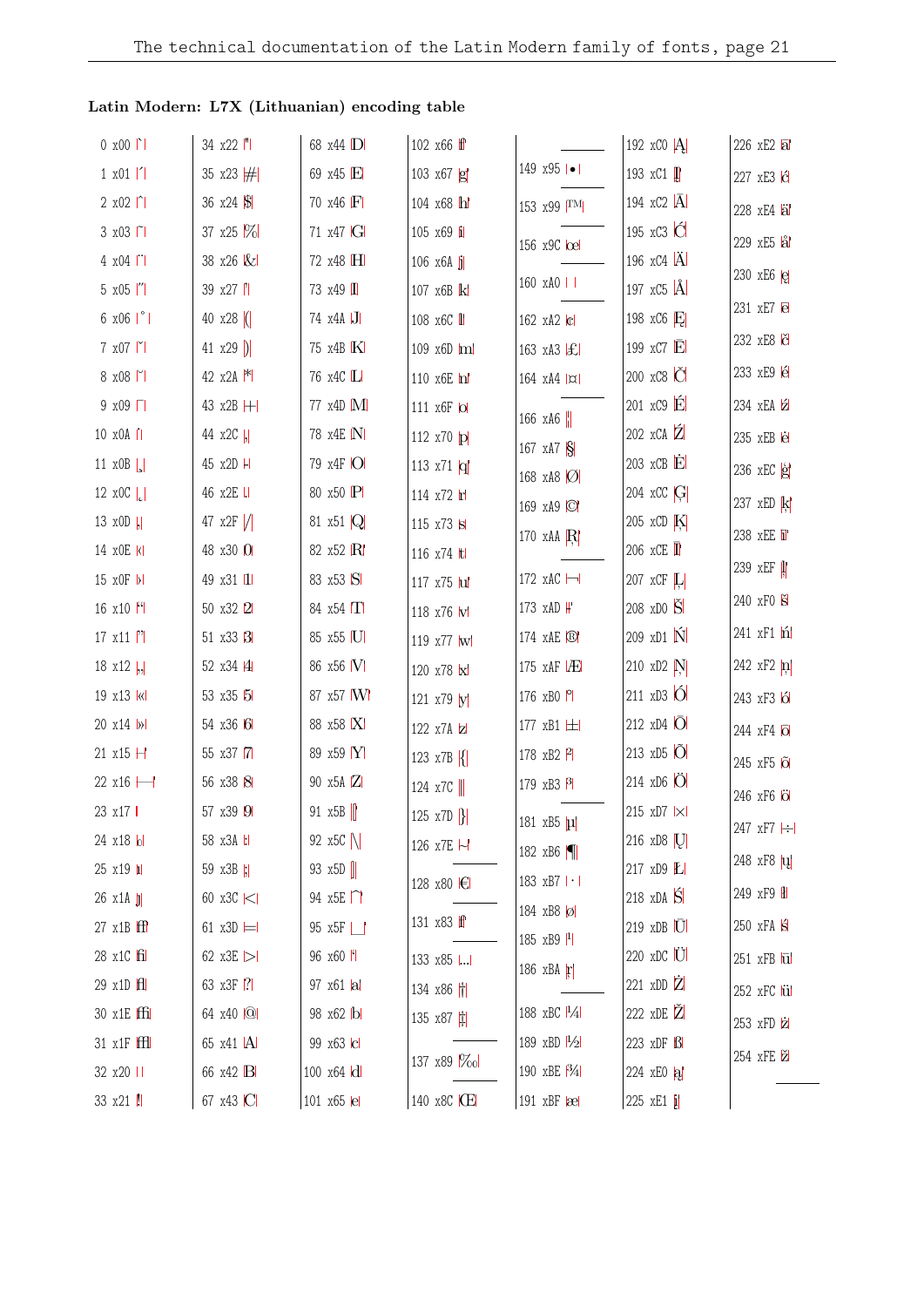### Latin Modern: L7X (Lithuanian) encoding table

| Dec | Hex | Glyph |
|---|---|---|
| 0 | x00 | ` |
| 1 | x01 | ´ |
| 2 | x02 | ˆ |
| 3 | x03 | ˜ |
| 4 | x04 | ¨ |
| 5 | x05 | ˝ |
| 6 | x06 | ˚ |
| 7 | x07 | ˇ |
| 8 | x08 | ˘ |
| 9 | x09 | ¯ |
| 10 | x0A | ˙ |
| 11 | x0B | ¸ |
| 12 | x0C | ˛ |
| 13 | x0D | ‚ |
| 14 | x0E | ‹ |
| 15 | x0F | › |
| 16 | x10 | “ |
| 17 | x11 | ” |
| 18 | x12 | „ |
| 19 | x13 | « |
| 20 | x14 | » |
| 21 | x15 | – |
| 22 | x16 | — |
| 23 | x17 | |
| 24 | x18 | ı |
| 25 | x19 | ı |
| 26 | x1A | ȷ |
| 27 | x1B | ff |
| 28 | x1C | fi |
| 29 | x1D | fl |
| 30 | x1E | ffi |
| 31 | x1F | ffl |
| 32 | x20 | |
| 33 | x21 | ! |
| 34 | x22 | " |
| 35 | x23 | # |
| 36 | x24 | $ |
| 37 | x25 | % |
| 38 | x26 | & |
| 39 | x27 | ' |
| 40 | x28 | ( |
| 41 | x29 | ) |
| 42 | x2A | * |
| 43 | x2B | + |
| 44 | x2C | , |
| 45 | x2D | - |
| 46 | x2E | . |
| 47 | x2F | / |
| 48 | x30 | 0 |
| 49 | x31 | 1 |
| 50 | x32 | 2 |
| 51 | x33 | 3 |
| 52 | x34 | 4 |
| 53 | x35 | 5 |
| 54 | x36 | 6 |
| 55 | x37 | 7 |
| 56 | x38 | 8 |
| 57 | x39 | 9 |
| 58 | x3A | : |
| 59 | x3B | ; |
| 60 | x3C | < |
| 61 | x3D | = |
| 62 | x3E | > |
| 63 | x3F | ? |
| 64 | x40 | @ |
| 65 | x41 | A |
| 66 | x42 | B |
| 67 | x43 | C |
| 68 | x44 | D |
| 69 | x45 | E |
| 70 | x46 | F |
| 71 | x47 | G |
| 72 | x48 | H |
| 73 | x49 | I |
| 74 | x4A | J |
| 75 | x4B | K |
| 76 | x4C | L |
| 77 | x4D | M |
| 78 | x4E | N |
| 79 | x4F | O |
| 80 | x50 | P |
| 81 | x51 | Q |
| 82 | x52 | R |
| 83 | x53 | S |
| 84 | x54 | T |
| 85 | x55 | U |
| 86 | x56 | V |
| 87 | x57 | W |
| 88 | x58 | X |
| 89 | x59 | Y |
| 90 | x5A | Z |
| 91 | x5B | [ |
| 92 | x5C | \ |
| 93 | x5D | ] |
| 94 | x5E | ˆ |
| 95 | x5F | _ |
| 96 | x60 | ‘ |
| 97 | x61 | a |
| 98 | x62 | b |
| 99 | x63 | c |
| 100 | x64 | d |
| 101 | x65 | e |
| 102 | x66 | f |
| 103 | x67 | g |
| 104 | x68 | h |
| 105 | x69 | i |
| 106 | x6A | j |
| 107 | x6B | k |
| 108 | x6C | l |
| 109 | x6D | m |
| 110 | x6E | n |
| 111 | x6F | o |
| 112 | x70 | p |
| 113 | x71 | q |
| 114 | x72 | r |
| 115 | x73 | s |
| 116 | x74 | t |
| 117 | x75 | u |
| 118 | x76 | v |
| 119 | x77 | w |
| 120 | x78 | x |
| 121 | x79 | y |
| 122 | x7A | z |
| 123 | x7B | { |
| 124 | x7C | \| |
| 125 | x7D | } |
| 126 | x7E | ~ |
| 128 | x80 | € |
| 131 | x83 | f |
| 133 | x85 | … |
| 134 | x86 | † |
| 135 | x87 | ‡ |
| 137 | x89 | ‰ |
| 140 | x8C | Œ |
| 149 | x95 | • |
| 153 | x99 | ™ |
| 156 | x9C | œ |
| 160 | xA0 | |
| 162 | xA2 | ¢ |
| 163 | xA3 | £ |
| 164 | xA4 | ¤ |
| 166 | xA6 | ¦ |
| 167 | xA7 | § |
| 168 | xA8 | Ø |
| 169 | xA9 | © |
| 170 | xAA | Ŗ |
| 172 | xAC | ¬ |
| 173 | xAD | - |
| 174 | xAE | ® |
| 175 | xAF | Æ |
| 176 | xB0 | ° |
| 177 | xB1 | ± |
| 178 | xB2 | ² |
| 179 | xB3 | ³ |
| 181 | xB5 | µ |
| 182 | xB6 | ¶ |
| 183 | xB7 | · |
| 184 | xB8 | ø |
| 185 | xB9 | ¹ |
| 186 | xBA | ŗ |
| 188 | xBC | ¼ |
| 189 | xBD | ½ |
| 190 | xBE | ¾ |
| 191 | xBF | æ |
| 192 | xC0 | Ą |
| 193 | xC1 | Į |
| 194 | xC2 | Ā |
| 195 | xC3 | Ć |
| 196 | xC4 | Ä |
| 197 | xC5 | Å |
| 198 | xC6 | Ę |
| 199 | xC7 | Ē |
| 200 | xC8 | Č |
| 201 | xC9 | É |
| 202 | xCA | Ź |
| 203 | xCB | Ė |
| 204 | xCC | Ģ |
| 205 | xCD | Ķ |
| 206 | xCE | Ī |
| 207 | xCF | Ļ |
| 208 | xD0 | Š |
| 209 | xD1 | Ń |
| 210 | xD2 | Ņ |
| 211 | xD3 | Ó |
| 212 | xD4 | Ō |
| 213 | xD5 | Õ |
| 214 | xD6 | Ö |
| 215 | xD7 | × |
| 216 | xD8 | Ų |
| 217 | xD9 | Ł |
| 218 | xDA | Ś |
| 219 | xDB | Ū |
| 220 | xDC | Ü |
| 221 | xDD | Ż |
| 222 | xDE | Ž |
| 223 | xDF | ß |
| 224 | xE0 | ą |
| 225 | xE1 | į |
| 226 | xE2 | ā |
| 227 | xE3 | ć |
| 228 | xE4 | ä |
| 229 | xE5 | å |
| 230 | xE6 | ę |
| 231 | xE7 | ē |
| 232 | xE8 | č |
| 233 | xE9 | é |
| 234 | xEA | ź |
| 235 | xEB | ė |
| 236 | xEC | ģ |
| 237 | xED | ķ |
| 238 | xEE | ī |
| 239 | xEF | ļ |
| 240 | xF0 | š |
| 241 | xF1 | ń |
| 242 | xF2 | ņ |
| 243 | xF3 | ó |
| 244 | xF4 | ō |
| 245 | xF5 | õ |
| 246 | xF6 | ö |
| 247 | xF7 | ÷ |
| 248 | xF8 | ų |
| 249 | xF9 | ł |
| 250 | xFA | ś |
| 251 | xFB | ū |
| 252 | xFC | ü |
| 253 | xFD | ż |
| 254 | xFE | ž |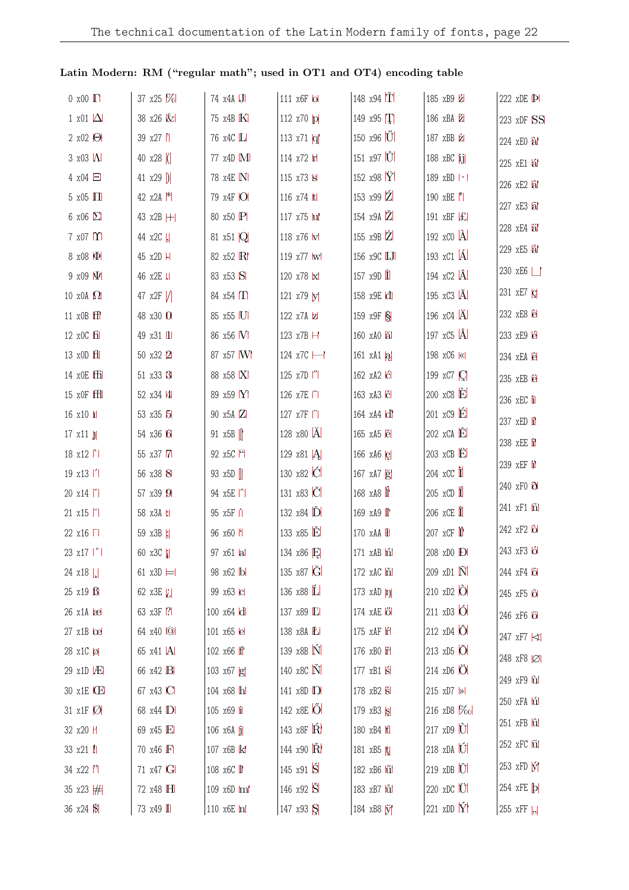**Latin Modern: RM ("regular math"; used in OT1 and OT4) encoding table**

| | | | | | | |
|---|---|---|---|---|---|---|
| 0 x00 Γ | 37 x25 % | 74 x4A J | 111 x6F o | 148 x94 Ť | 185 xB9 ź | 222 xDE Þ |
| 1 x01 Δ | 38 x26 & | 75 x4B K | 112 x70 p | 149 x95 Ţ | 186 xBA ž | 223 xDF SS |
| 2 x02 Θ | 39 x27 ' | 76 x4C L | 113 x71 q | 150 x96 Ű | 187 xBB ż | 224 xE0 à |
| 3 x03 Λ | 40 x28 ( | 77 x4D M | 114 x72 r | 151 x97 Ů | 188 xBC ĳ | 225 xE1 á |
| 4 x04 Ξ | 41 x29 ) | 78 x4E N | 115 x73 s | 152 x98 Ÿ | 189 xBD · | 226 xE2 â |
| 5 x05 Π | 42 x2A * | 79 x4F O | 116 x74 t | 153 x99 Ź | 190 xBE " | 227 xE3 ã |
| 6 x06 Σ | 43 x2B + | 80 x50 P | 117 x75 u | 154 x9A Ž | 191 xBF £ | 228 xE4 ä |
| 7 x07 Υ | 44 x2C , | 81 x51 Q | 118 x76 v | 155 x9B Ż | 192 xC0 À | 229 xE5 å |
| 8 x08 Φ | 45 x2D - | 82 x52 R | 119 x77 w | 156 x9C Ĳ | 193 xC1 Á | 230 xE6 ␣ |
| 9 x09 Ψ | 46 x2E . | 83 x53 S | 120 x78 x | 157 x9D İ | 194 xC2 Â | 231 xE7 ç |
| 10 x0A Ω | 47 x2F / | 84 x54 T | 121 x79 y | 158 x9E đ | 195 xC3 Ã | 232 xE8 è |
| 11 x0B ff | 48 x30 0 | 85 x55 U | 122 x7A z | 159 x9F § | 196 xC4 Ä | 233 xE9 é |
| 12 x0C fi | 49 x31 1 | 86 x56 V | 123 x7B – | 160 xA0 ă | 197 xC5 Å | 234 xEA ê |
| 13 x0D fl | 50 x32 2 | 87 x57 W | 124 x7C — | 161 xA1 ą | 198 xC6 « | 235 xEB ë |
| 14 x0E ffi | 51 x33 3 | 88 x58 X | 125 x7D ˝ | 162 xA2 ć | 199 xC7 Ç | 236 xEC ì |
| 15 x0F ffl | 52 x34 4 | 89 x59 Y | 126 x7E ˜ | 163 xA3 č | 200 xC8 È | 237 xED í |
| 16 x10 ı | 53 x35 5 | 90 x5A Z | 127 x7F ¨ | 164 xA4 ď | 201 xC9 É | 238 xEE î |
| 17 x11 ȷ | 54 x36 6 | 91 x5B [ | 128 x80 Ă | 165 xA5 ě | 202 xCA Ê | 239 xEF ï |
| 18 x12 ` | 55 x37 7 | 92 x5C " | 129 x81 Ą | 166 xA6 ę | 203 xCB Ë | 240 xF0 ð |
| 19 x13 ´ | 56 x38 8 | 93 x5D ] | 130 x82 Ć | 167 xA7 ğ | 204 xCC Ì | 241 xF1 ñ |
| 20 x14 ˇ | 57 x39 9 | 94 x5E ˆ | 131 x83 Č | 168 xA8 ĺ | 205 xCD Í | 242 xF2 ò |
| 21 x15 ˘ | 58 x3A : | 95 x5F ˙ | 132 x84 Ď | 169 xA9 ľ | 206 xCE Î | 243 xF3 ó |
| 22 x16 ¯ | 59 x3B ; | 96 x60 ' | 133 x85 Ě | 170 xAA ł | 207 xCF Ï | 244 xF4 ô |
| 23 x17 ˚ | 60 x3C ¡ | 97 x61 a | 134 x86 Ę | 171 xAB ń | 208 xD0 Đ | 245 xF5 õ |
| 24 x18 ¸ | 61 x3D = | 98 x62 b | 135 x87 Ğ | 172 xAC ň | 209 xD1 Ñ | 246 xF6 ö |
| 25 x19 ß | 62 x3E ¿ | 99 x63 c | 136 x88 Ĺ | 173 xAD ŋ | 210 xD2 Ò | 247 xF7 ‹ |
| 26 x1A æ | 63 x3F ? | 100 x64 d | 137 x89 Ľ | 174 xAE ő | 211 xD3 Ó | 248 xF8 ø |
| 27 x1B œ | 64 x40 @ | 101 x65 e | 138 x8A Ł | 175 xAF ŕ | 212 xD4 Ô | 249 xF9 ù |
| 28 x1C ø | 65 x41 A | 102 x66 f | 139 x8B Ń | 176 xB0 ř | 213 xD5 Õ | 250 xFA ú |
| 29 x1D Æ | 66 x42 B | 103 x67 g | 140 x8C Ň | 177 xB1 ś | 214 xD6 Ö | 251 xFB û |
| 30 x1E Œ | 67 x43 C | 104 x68 h | 141 x8D Ŋ | 178 xB2 š | 215 xD7 » | 252 xFC ü |
| 31 x1F Ø | 68 x44 D | 105 x69 i | 142 x8E Ő | 179 xB3 ş | 216 xD8 ‰ | 253 xFD ý |
| 32 x20 ˗ | 69 x45 E | 106 x6A j | 143 x8F Ŕ | 180 xB4 ť | 217 xD9 Ù | 254 xFE þ |
| 33 x21 ! | 70 x46 F | 107 x6B k | 144 x90 Ř | 181 xB5 ţ | 218 xDA Ú | 255 xFF „ |
| 34 x22 " | 71 x47 G | 108 x6C l | 145 x91 Ś | 182 xB6 ű | 219 xDB Û | |
| 35 x23 # | 72 x48 H | 109 x6D m | 146 x92 Š | 183 xB7 ů | 220 xDC Ü | |
| 36 x24 $ | 73 x49 I | 110 x6E n | 147 x93 Ş | 184 xB8 ÿ | 221 xDD Ý | |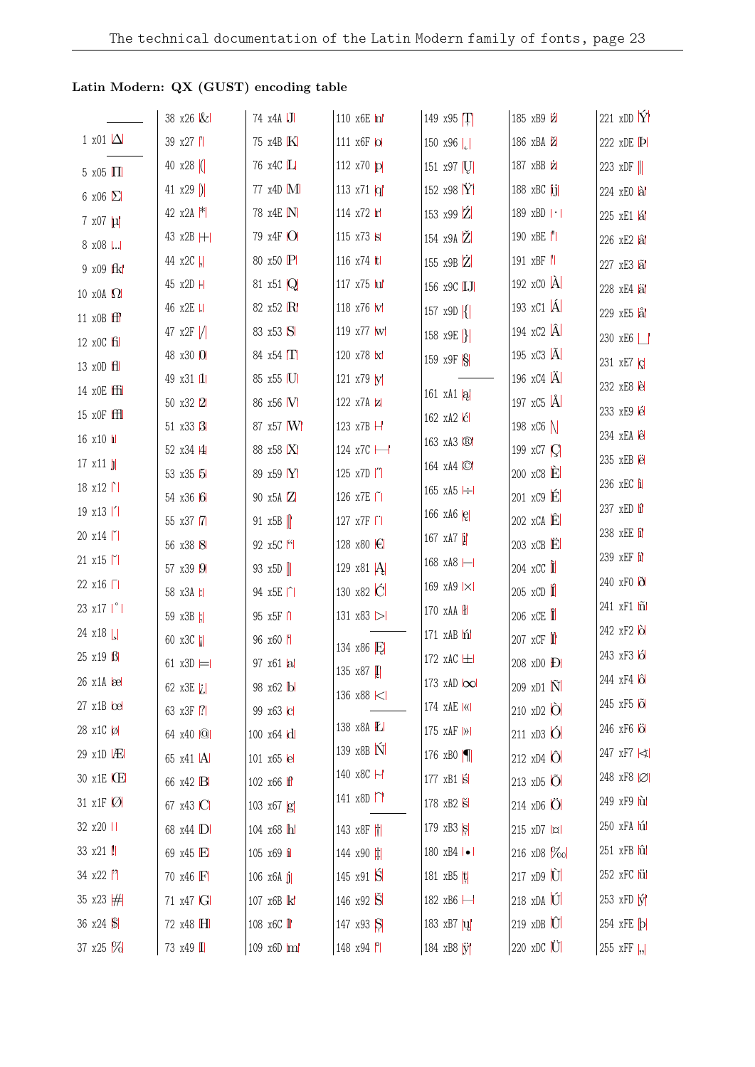## Latin Modern: QX (GUST) encoding table

| | | | | | | |
|---|---|---|---|---|---|---|
| 1 x01 Δ | 38 x26 & | 74 x4A J | 110 x6E n | 149 x95 Ţ | 185 xB9 ź | 221 xDD Ý |
| 5 x05 Π | 39 x27 ' | 75 x4B K | 111 x6F o | 150 x96 ¸ | 186 xBA ž | 222 xDE Þ |
| 6 x06 Σ | 40 x28 ( | 76 x4C L | 112 x70 p | 151 x97 Ų | 187 xBB ż | 223 xDF ‖ |
| 7 x07 µ | 41 x29 ) | 77 x4D M | 113 x71 q | 152 x98 Ÿ | 188 xBC ĳ | 224 xE0 à |
| 8 x08 … | 42 x2A * | 78 x4E N | 114 x72 r | 153 x99 Ź | 189 xBD · | 225 xE1 á |
| 9 x09 ffk | 43 x2B + | 79 x4F O | 115 x73 s | 154 x9A Ž | 190 xBE " | 226 xE2 â |
| 10 x0A Ω | 44 x2C , | 80 x50 P | 116 x74 t | 155 x9B Ż | 191 xBF ' | 227 xE3 ã |
| 11 x0B ff | 45 x2D - | 81 x51 Q | 117 x75 u | 156 x9C Ĳ | 192 xC0 À | 228 xE4 ä |
| 12 x0C fi | 46 x2E . | 82 x52 R | 118 x76 v | 157 x9D { | 193 xC1 Á | 229 xE5 å |
| 13 x0D fl | 47 x2F / | 83 x53 S | 119 x77 w | 158 x9E } | 194 xC2 Â | 230 xE6 _ |
| 14 x0E ffi | 48 x30 0 | 84 x54 T | 120 x78 x | 159 x9F § | 195 xC3 Ã | 231 xE7 ç |
| 15 x0F ffl | 49 x31 1 | 85 x55 U | 121 x79 y | 161 xA1 ą | 196 xC4 Ä | 232 xE8 è |
| 16 x10 ı | 50 x32 2 | 86 x56 V | 122 x7A z | 162 xA2 ć | 197 xC5 Å | 233 xE9 é |
| 17 x11 ȷ | 51 x33 3 | 87 x57 W | 123 x7B – | 163 xA3 ® | 198 xC6 \ | 234 xEA ê |
| 18 x12 ` | 52 x34 4 | 88 x58 X | 124 x7C — | 164 xA4 © | 199 xC7 Ç | 235 xEB ë |
| 19 x13 ´ | 53 x35 5 | 89 x59 Y | 125 x7D ˝ | 165 xA5 ÷ | 200 xC8 È | 236 xEC ì |
| 20 x14 ˇ | 54 x36 6 | 90 x5A Z | 126 x7E ˜ | 166 xA6 ę | 201 xC9 É | 237 xED í |
| 21 x15 ˘ | 55 x37 7 | 91 x5B [ | 127 x7F ¨ | 167 xA7 ¡ | 202 xCA Ê | 238 xEE î |
| 22 x16 ¯ | 56 x38 8 | 92 x5C " | 128 x80 € | 168 xA8 − | 203 xCB Ë | 239 xEF ï |
| 23 x17 ˚ | 57 x39 9 | 93 x5D ] | 129 x81 Ą | 169 xA9 × | 204 xCC Ì | 240 xF0 ð |
| 24 x18 ¸ | 58 x3A : | 94 x5E ˆ | 130 x82 Ć | 170 xAA ± | 205 xCD Í | 241 xF1 ñ |
| 25 x19 ß | 59 x3B ; | 95 x5F ˙ | 131 x83 ▷ | 171 xAB ń | 206 xCE Î | 242 xF2 ò |
| 26 x1A æ | 60 x3C ¡ | 96 x60 ' | 134 x86 Ę | 172 xAC ∓ | 207 xCF Ï | 243 xF3 ó |
| 27 x1B œ | 61 x3D = | 97 x61 a | 135 x87 ‖ | 173 xAD ∞ | 208 xD0 Đ | 244 xF4 ô |
| 28 x1C ø | 62 x3E ¿ | 98 x62 b | 136 x88 ◁ | 174 xAE « | 209 xD1 Ñ | 245 xF5 õ |
| 29 x1D Æ | 63 x3F ? | 99 x63 c | 138 x8A Ł | 175 xAF » | 210 xD2 Ò | 246 xF6 ö |
| 30 x1E Œ | 64 x40 @ | 100 x64 d | 139 x8B Ń | 176 xB0 ¶ | 211 xD3 Ó | 247 xF7 ⋉ |
| 31 x1F Ø | 65 x41 A | 101 x65 e | 140 x8C ⊣ | 177 xB1 ś | 212 xD4 Ô | 248 xF8 ∅ |
| 32 x20 | 66 x42 B | 102 x66 f | 141 x8D ⌝ | 178 xB2 š | 213 xD5 Õ | 249 xF9 ù |
| 33 x21 ! | 67 x43 C | 103 x67 g | 143 x8F † | 179 xB3 ş | 214 xD6 Ö | 250 xFA ú |
| 34 x22 " | 68 x44 D | 104 x68 h | 144 x90 ‡ | 180 xB4 • | 215 xD7 ¤ | 251 xFB û |
| 35 x23 # | 69 x45 E | 105 x69 i | 145 x91 Ś | 181 xB5 ţ | 216 xD8 ‰ | 252 xFC ü |
| 36 x24 $ | 70 x46 F | 106 x6A j | 146 x92 Š | 182 xB6 ⊢ | 217 xD9 Ù | 253 xFD ý |
| 37 x25 % | 71 x47 G | 107 x6B k | 147 x93 Ş | 183 xB7 ų | 218 xDA Ú | 254 xFE þ |
| | 72 x48 H | 108 x6C l | 148 x94 ' | 184 xB8 ÿ | 219 xDB Û | 255 xFF „ |
| | 73 x49 I | 109 x6D m | | | 220 xDC Ü | |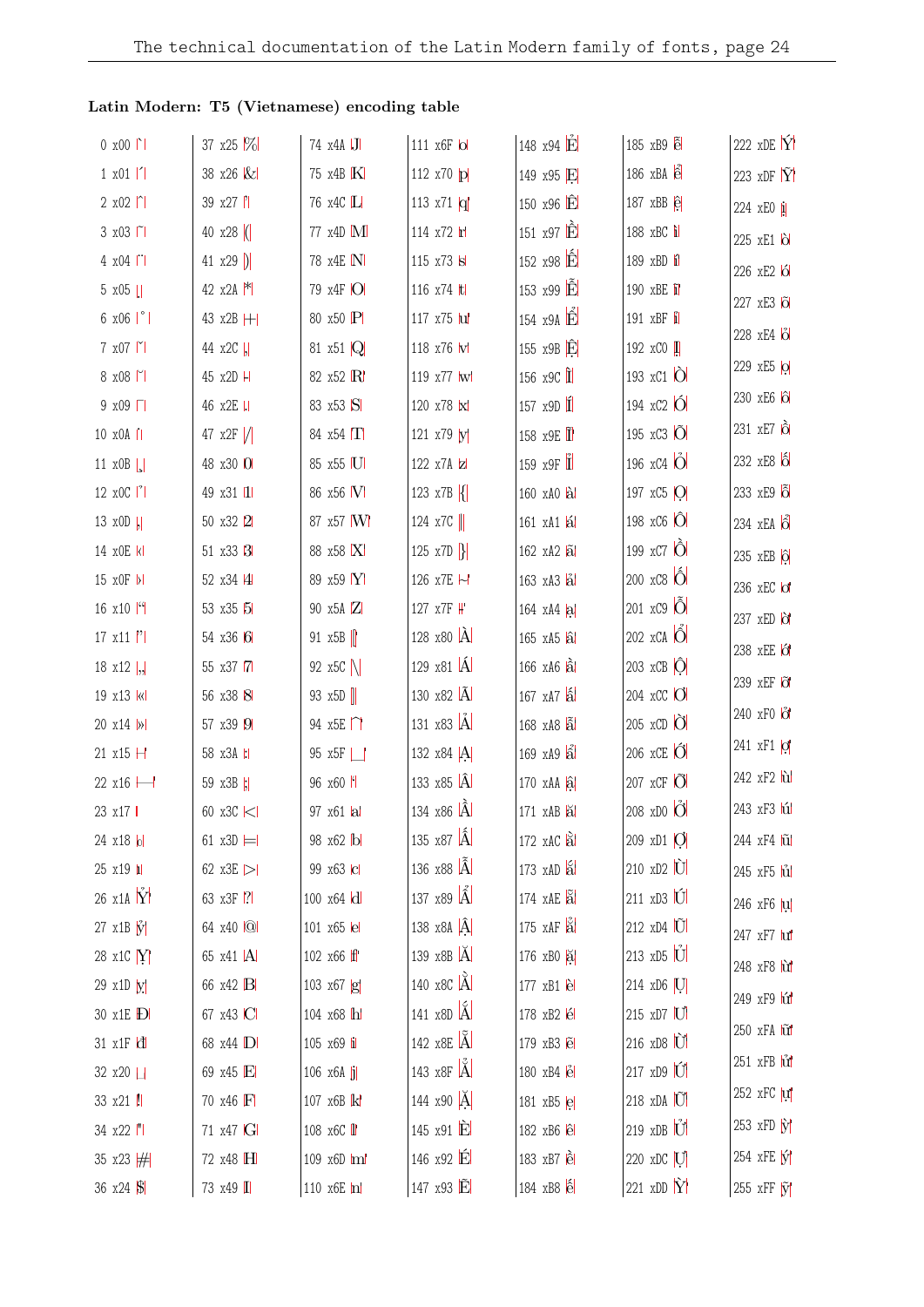**Latin Modern: T5 (Vietnamese) encoding table**

| Dec | Hex | Glyph | Dec | Hex | Glyph | Dec | Hex | Glyph | Dec | Hex | Glyph | Dec | Hex | Glyph | Dec | Hex | Glyph | Dec | Hex | Glyph |
|---|---|---|---|---|---|---|---|---|---|---|---|---|---|---|---|---|---|---|---|---|
| 0 | x00 | ` | 37 | x25 | % | 74 | x4A | J | 111 | x6F | o | 148 | x94 | Ẻ | 185 | xB9 | ễ | 222 | xDE | Ý |
| 1 | x01 | ´ | 38 | x26 | & | 75 | x4B | K | 112 | x70 | p | 149 | x95 | Ẹ | 186 | xBA | ể | 223 | xDF | Ỹ |
| 2 | x02 | ˆ | 39 | x27 | ' | 76 | x4C | L | 113 | x71 | q | 150 | x96 | Ê | 187 | xBB | ệ | 224 | xE0 | ị |
| 3 | x03 | ˜ | 40 | x28 | ( | 77 | x4D | M | 114 | x72 | r | 151 | x97 | Ề | 188 | xBC | ì | 225 | xE1 | ò |
| 4 | x04 | ¨ | 41 | x29 | ) | 78 | x4E | N | 115 | x73 | s | 152 | x98 | Ế | 189 | xBD | í | 226 | xE2 | ó |
| 5 | x05 | ˝ | 42 | x2A | * | 79 | x4F | O | 116 | x74 | t | 153 | x99 | Ễ | 190 | xBE | ĩ | 227 | xE3 | õ |
| 6 | x06 | ˚ | 43 | x2B | + | 80 | x50 | P | 117 | x75 | u | 154 | x9A | Ể | 191 | xBF | ỉ | 228 | xE4 | ỏ |
| 7 | x07 | ˇ | 44 | x2C | , | 81 | x51 | Q | 118 | x76 | v | 155 | x9B | Ệ | 192 | xC0 | Ị | 229 | xE5 | ọ |
| 8 | x08 | ˘ | 45 | x2D | - | 82 | x52 | R | 119 | x77 | w | 156 | x9C | Ì | 193 | xC1 | Ò | 230 | xE6 | ô |
| 9 | x09 | ¯ | 46 | x2E | . | 83 | x53 | S | 120 | x78 | x | 157 | x9D | Í | 194 | xC2 | Ó | 231 | xE7 | ồ |
| 10 | x0A | ˙ | 47 | x2F | / | 84 | x54 | T | 121 | x79 | y | 158 | x9E | Ĩ | 195 | xC3 | Õ | 232 | xE8 | ố |
| 11 | x0B | ¸ | 48 | x30 | 0 | 85 | x55 | U | 122 | x7A | z | 159 | x9F | Ỉ | 196 | xC4 | Ỏ | 233 | xE9 | ỗ |
| 12 | x0C | ˛ | 49 | x31 | 1 | 86 | x56 | V | 123 | x7B | { | 160 | xA0 | à | 197 | xC5 | Ọ | 234 | xEA | ổ |
| 13 | x0D | ‚ | 50 | x32 | 2 | 87 | x57 | W | 124 | x7C | \| | 161 | xA1 | á | 198 | xC6 | Ô | 235 | xEB | ộ |
| 14 | x0E | ‹ | 51 | x33 | 3 | 88 | x58 | X | 125 | x7D | } | 162 | xA2 | ã | 199 | xC7 | Ồ | 236 | xEC | ơ |
| 15 | x0F | › | 52 | x34 | 4 | 89 | x59 | Y | 126 | x7E | ~ | 163 | xA3 | ả | 200 | xC8 | Ố | 237 | xED | ờ |
| 16 | x10 | “ | 53 | x35 | 5 | 90 | x5A | Z | 127 | x7F | - | 164 | xA4 | ạ | 201 | xC9 | Ỗ | 238 | xEE | ớ |
| 17 | x11 | ” | 54 | x36 | 6 | 91 | x5B | [ | 128 | x80 | À | 165 | xA5 | â | 202 | xCA | Ổ | 239 | xEF | ỡ |
| 18 | x12 | „ | 55 | x37 | 7 | 92 | x5C | \ | 129 | x81 | Á | 166 | xA6 | ầ | 203 | xCB | Ộ | 240 | xF0 | ở |
| 19 | x13 | « | 56 | x38 | 8 | 93 | x5D | ] | 130 | x82 | Ã | 167 | xA7 | ấ | 204 | xCC | Ơ | 241 | xF1 | ợ |
| 20 | x14 | » | 57 | x39 | 9 | 94 | x5E | ^ | 131 | x83 | Ả | 168 | xA8 | ẫ | 205 | xCD | Ờ | 242 | xF2 | ù |
| 21 | x15 | – | 58 | x3A | : | 95 | x5F | _ | 132 | x84 | Ạ | 169 | xA9 | ẩ | 206 | xCE | Ớ | 243 | xF3 | ú |
| 22 | x16 | — | 59 | x3B | ; | 96 | x60 | ` | 133 | x85 | Â | 170 | xAA | ậ | 207 | xCF | Ỡ | 244 | xF4 | ũ |
| 23 | x17 |  | 60 | x3C | < | 97 | x61 | a | 134 | x86 | Ầ | 171 | xAB | ă | 208 | xD0 | Ở | 245 | xF5 | ủ |
| 24 | x18 | ₀ | 61 | x3D | = | 98 | x62 | b | 135 | x87 | Ấ | 172 | xAC | ằ | 209 | xD1 | Ợ | 246 | xF6 | ụ |
| 25 | x19 | ı | 62 | x3E | > | 99 | x63 | c | 136 | x88 | Ẫ | 173 | xAD | ắ | 210 | xD2 | Ù | 247 | xF7 | ư |
| 26 | x1A | Ỷ | 63 | x3F | ? | 100 | x64 | d | 137 | x89 | Ẩ | 174 | xAE | ẵ | 211 | xD3 | Ú | 248 | xF8 | ừ |
| 27 | x1B | ỷ | 64 | x40 | @ | 101 | x65 | e | 138 | x8A | Ậ | 175 | xAF | ẳ | 212 | xD4 | Ũ | 249 | xF9 | ứ |
| 28 | x1C | Ỵ | 65 | x41 | A | 102 | x66 | f | 139 | x8B | Ă | 176 | xB0 | ặ | 213 | xD5 | Ủ | 250 | xFA | ữ |
| 29 | x1D | ỵ | 66 | x42 | B | 103 | x67 | g | 140 | x8C | Ằ | 177 | xB1 | è | 214 | xD6 | Ụ | 251 | xFB | ử |
| 30 | x1E | Đ | 67 | x43 | C | 104 | x68 | h | 141 | x8D | Ắ | 178 | xB2 | é | 215 | xD7 | Ư | 252 | xFC | ự |
| 31 | x1F | đ | 68 | x44 | D | 105 | x69 | i | 142 | x8E | Ẵ | 179 | xB3 | ẽ | 216 | xD8 | Ừ | 253 | xFD | ỳ |
| 32 | x20 | ␣ | 69 | x45 | E | 106 | x6A | j | 143 | x8F | Ẳ | 180 | xB4 | ẻ | 217 | xD9 | Ứ | 254 | xFE | ý |
| 33 | x21 | ! | 70 | x46 | F | 107 | x6B | k | 144 | x90 | Ặ | 181 | xB5 | ẹ | 218 | xDA | Ữ | 255 | xFF | ỹ |
| 34 | x22 | " | 71 | x47 | G | 108 | x6C | l | 145 | x91 | È | 182 | xB6 | ê | 219 | xDB | Ử | | | |
| 35 | x23 | # | 72 | x48 | H | 109 | x6D | m | 146 | x92 | É | 183 | xB7 | ề | 220 | xDC | Ự | | | |
| 36 | x24 | $ | 73 | x49 | I | 110 | x6E | n | 147 | x93 | Ẽ | 184 | xB8 | ế | 221 | xDD | Ỳ | | | |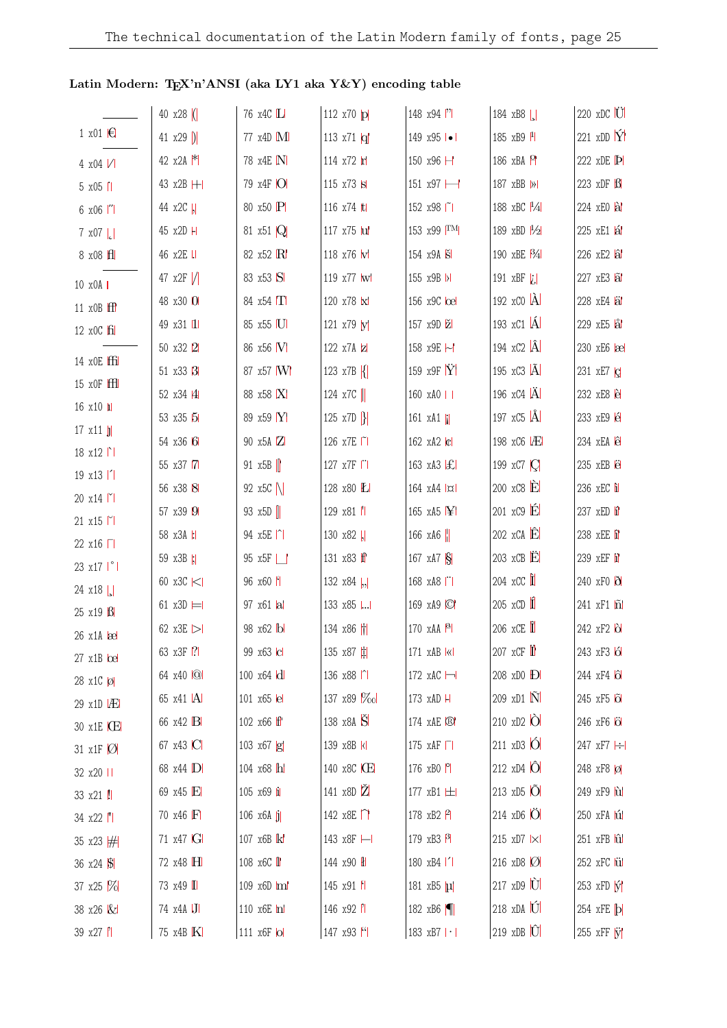## Latin Modern: TEX'n'ANSI (aka LY1 aka Y&Y) encoding table

| | | | | | | |
|---|---|---|---|---|---|---|
| | 40 x28 ( | 76 x4C L | 112 x70 p | 148 x94 ˆ | 184 xB8 ¸ | 220 xDC Ü |
| 1 x01 € | 41 x29 ) | 77 x4D M | 113 x71 q | 149 x95 • | 185 xB9 ¹ | 221 xDD Ý |
| | 42 x2A * | 78 x4E N | 114 x72 r | 150 x96 – | 186 xBA º | 222 xDE Þ |
| 4 x04 ⁄ | 43 x2B + | 79 x4F O | 115 x73 s | 151 x97 — | 187 xBB » | 223 xDF ß |
| 5 x05 ˙ | 44 x2C , | 80 x50 P | 116 x74 t | 152 x98 ˜ | 188 xBC ¼ | 224 xE0 à |
| 6 x06 ˝ | 45 x2D - | 81 x51 Q | 117 x75 u | 153 x99 ™ | 189 xBD ½ | 225 xE1 á |
| 7 x07 ˛ | 46 x2E . | 82 x52 R | 118 x76 v | 154 x9A š | 190 xBE ¾ | 226 xE2 â |
| 8 x08 ﬂ | 47 x2F / | 83 x53 S | 119 x77 w | 155 x9B › | 191 xBF ¿ | 227 xE3 ã |
| | 48 x30 0 | 84 x54 T | 120 x78 x | 156 x9C œ | 192 xC0 À | 228 xE4 ä |
| 10 x0A | 49 x31 1 | 85 x55 U | 121 x79 y | 157 x9D ž | 193 xC1 Á | 229 xE5 å |
| 11 x0B ﬀ | 50 x32 2 | 86 x56 V | 122 x7A z | 158 x9E - | 194 xC2 Â | 230 xE6 æ |
| 12 x0C ﬁ | 51 x33 3 | 87 x57 W | 123 x7B { | 159 x9F Ÿ | 195 xC3 Ã | 231 xE7 ç |
| | 52 x34 4 | 88 x58 X | 124 x7C \| | 160 xA0 | 196 xC4 Ä | 232 xE8 è |
| 14 x0E ﬃ | 53 x35 5 | 89 x59 Y | 125 x7D } | 161 xA1 ¡ | 197 xC5 Å | 233 xE9 é |
| 15 x0F ﬄ | 54 x36 6 | 90 x5A Z | 126 x7E ˜ | 162 xA2 ¢ | 198 xC6 Æ | 234 xEA ê |
| 16 x10 ı | 55 x37 7 | 91 x5B [ | 127 x7F ¨ | 163 xA3 £ | 199 xC7 Ç | 235 xEB ë |
| 17 x11 ȷ | 56 x38 8 | 92 x5C \ | 128 x80 Ł | 164 xA4 ¤ | 200 xC8 È | 236 xEC ì |
| 18 x12 ` | 57 x39 9 | 93 x5D ] | 129 x81 ' | 165 xA5 ¥ | 201 xC9 É | 237 xED í |
| 19 x13 ´ | 58 x3A : | 94 x5E ˆ | 130 x82 ‚ | 166 xA6 ¦ | 202 xCA Ê | 238 xEE î |
| 20 x14 ˇ | 59 x3B ; | 95 x5F _ | 131 x83 ƒ | 167 xA7 § | 203 xCB Ë | 239 xEF ï |
| 21 x15 ˘ | 60 x3C < | 96 x60 ' | 132 x84 „ | 168 xA8 ¨ | 204 xCC Ì | 240 xF0 ð |
| 22 x16 ¯ | 61 x3D = | 97 x61 a | 133 x85 … | 169 xA9 © | 205 xCD Í | 241 xF1 ñ |
| 23 x17 ˚ | 62 x3E > | 98 x62 b | 134 x86 † | 170 xAA ª | 206 xCE Î | 242 xF2 ò |
| 24 x18 ¸ | 63 x3F ? | 99 x63 c | 135 x87 ‡ | 171 xAB « | 207 xCF Ï | 243 xF3 ó |
| 25 x19 ß | 64 x40 @ | 100 x64 d | 136 x88 ˆ | 172 xAC ¬ | 208 xD0 Ð | 244 xF4 ô |
| 26 x1A æ | 65 x41 A | 101 x65 e | 137 x89 ‰ | 173 xAD - | 209 xD1 Ñ | 245 xF5 õ |
| 27 x1B œ | 66 x42 B | 102 x66 f | 138 x8A Š | 174 xAE ® | 210 xD2 Ò | 246 xF6 ö |
| 28 x1C ø | 67 x43 C | 103 x67 g | 139 x8B ‹ | 175 xAF ¯ | 211 xD3 Ó | 247 xF7 ÷ |
| 29 x1D Æ | 68 x44 D | 104 x68 h | 140 x8C Œ | 176 xB0 ° | 212 xD4 Ô | 248 xF8 ø |
| 30 x1E Œ | 69 x45 E | 105 x69 i | 141 x8D Ž | 177 xB1 ± | 213 xD5 Õ | 249 xF9 ù |
| 31 x1F Ø | 70 x46 F | 106 x6A j | 142 x8E ˚ | 178 xB2 ² | 214 xD6 Ö | 250 xFA ú |
| 32 x20 | 71 x47 G | 107 x6B k | 143 x8F – | 179 xB3 ³ | 215 xD7 × | 251 xFB û |
| 33 x21 ! | 72 x48 H | 108 x6C l | 144 x90 ł | 180 xB4 ´ | 216 xD8 Ø | 252 xFC ü |
| 34 x22 " | 73 x49 I | 109 x6D m | 145 x91 ' | 181 xB5 µ | 217 xD9 Ù | 253 xFD ý |
| 35 x23 # | 74 x4A J | 110 x6E n | 146 x92 ' | 182 xB6 ¶ | 218 xDA Ú | 254 xFE þ |
| 36 x24 $ | 75 x4B K | 111 x6F o | 147 x93 " | 183 xB7 · | 219 xDB Û | 255 xFF ÿ |
| 37 x25 % | | | | | | |
| 38 x26 & | | | | | | |
| 39 x27 ' | | | | | | |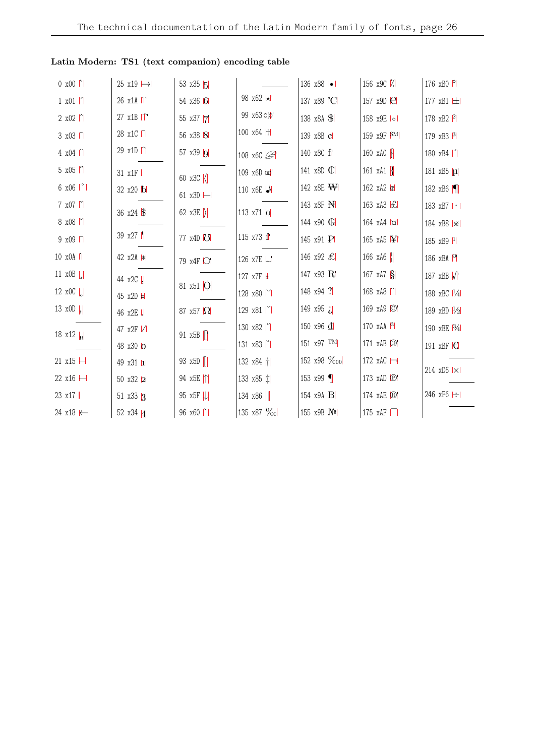**Latin Modern: TS1 (text companion) encoding table**

| | | | | | | |
|---|---|---|---|---|---|---|
| 0 x00 ` | 25 x19 ↦ | 53 x35 5 | | 136 x88 • | 156 x9C ℓ | 176 xB0 ª |
| 1 x01 ´ | 26 x1A ⊤ | 54 x36 6 | 98 x62 ★ | 137 x89 ℃ | 157 x9D ℮ | 177 xB1 ± |
| 2 x02 ˆ | 27 x1B ⊤ | 55 x37 7 | 99 x63 ɸ | 138 x8A $ | 158 x9E ◦ | 178 xB2 ² |
| 3 x03 ˜ | 28 x1C ˝ | 56 x38 8 | 100 x64 ‡ | 139 x8B ¢ | 159 x9F ℠ | 179 xB3 ³ |
| 4 x04 ¨ | 29 x1D ˘ | 57 x39 9 | 108 x6C ♢ | 140 x8C ƒ | 160 xA0 { | 180 xB4 ´ |
| 5 x05 ˝ | 31 x1F | 60 x3C ⟨ | 109 x6D ⚭ | 141 x8D ₡ | 161 xA1 } | 181 xB5 µ |
| 6 x06 ˚ | 32 x20 ␢ | 61 x3D — | 110 x6E ♩ | 142 x8E ₩ | 162 xA2 ¢ | 182 xB6 ¶ |
| 7 x07 ˇ | 36 x24 $ | 62 x3E ⟩ | 113 x71 ℘ | 143 x8F ₦ | 163 xA3 £ | 183 xB7 · |
| 8 x08 ˘ | 39 x27 ' | 77 x4D ℧ | 115 x73 ⁋ | 144 x90 ₲ | 164 xA4 ¤ | 184 xB8 ※ |
| 9 x09 ¯ | 42 x2A ⁎ | 79 x4F ◯ | 126 x7E ˷ | 145 x91 ₱ | 165 xA5 ¥ | 185 xB9 ¹ |
| 10 x0A ˙ | 44 x2C , | 81 x51 ⌀ | 127 x7F ‖ | 146 x92 ₤ | 166 xA6 ¦ | 186 xBA º |
| 11 x0B ¸ | 45 x2D ‐ | 87 x57 Ω | 128 x80 ˵ | 147 x93 ℞ | 167 xA7 § | 187 xBB √ |
| 12 x0C ˛ | 46 x2E . | 91 x5B ⟦ | 129 x81 ˶ | 148 x94 ‽ | 168 xA8 ¨ | 188 xBC ¼ |
| 13 x0D ‚ | 47 x2F ⁄ | 93 x5D ⟧ | 130 x82 ‶ | 149 x95 ⸘ | 169 xA9 © | 189 xBD ½ |
| 18 x12 „ | 48 x30 0 | 94 x5E ↑ | 131 x83 ‴ | 150 x96 ₫ | 170 xAA ª | 190 xBE ¾ |
| 21 x15 – | 49 x31 1 | 95 x5F ↓ | 132 x84 † | 151 x97 ™ | 171 xAB ⓒ | 191 xBF € |
| 22 x16 — | 50 x32 2 | 96 x60 ` | 133 x85 ‡ | 152 x98 ‱ | 172 xAC ¬ | 214 xD6 × |
| 23 x17 | 51 x33 3 | | 134 x86 ‖ | 153 x99 ¶ | 173 xAD ⓟ | 246 xF6 ÷ |
| 24 x18 ← | 52 x34 4 | | 135 x87 ‰ | 154 x9A ฿ | 174 xAE ® | |
| | | | | 155 x9B № | 175 xAF ¯ | |